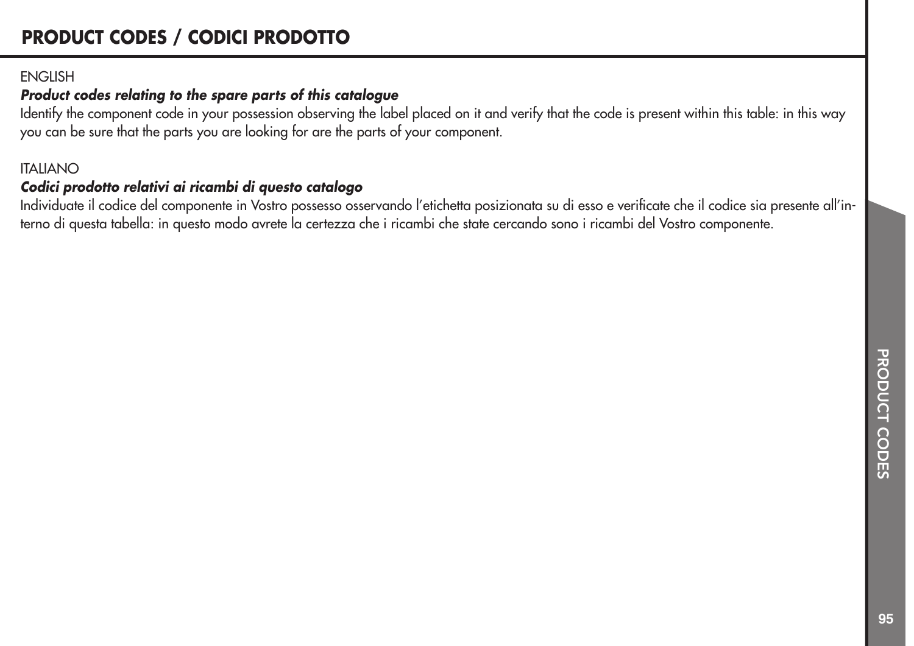# PRODUCT CODES / CODICI PRODOTTO

ENGLISH

***Product codes relating to the spare parts of this catalogue***

Identify the component code in your possession observing the label placed on it and verify that the code is present within this table: in this way you can be sure that the parts you are looking for are the parts of your component.

ITALIANO

***Codici prodotto relativi ai ricambi di questo catalogo***

Individuate il codice del componente in Vostro possesso osservando l'etichetta posizionata su di esso e verificate che il codice sia presente all'interno di questa tabella: in questo modo avrete la certezza che i ricambi che state cercando sono i ricambi del Vostro componente.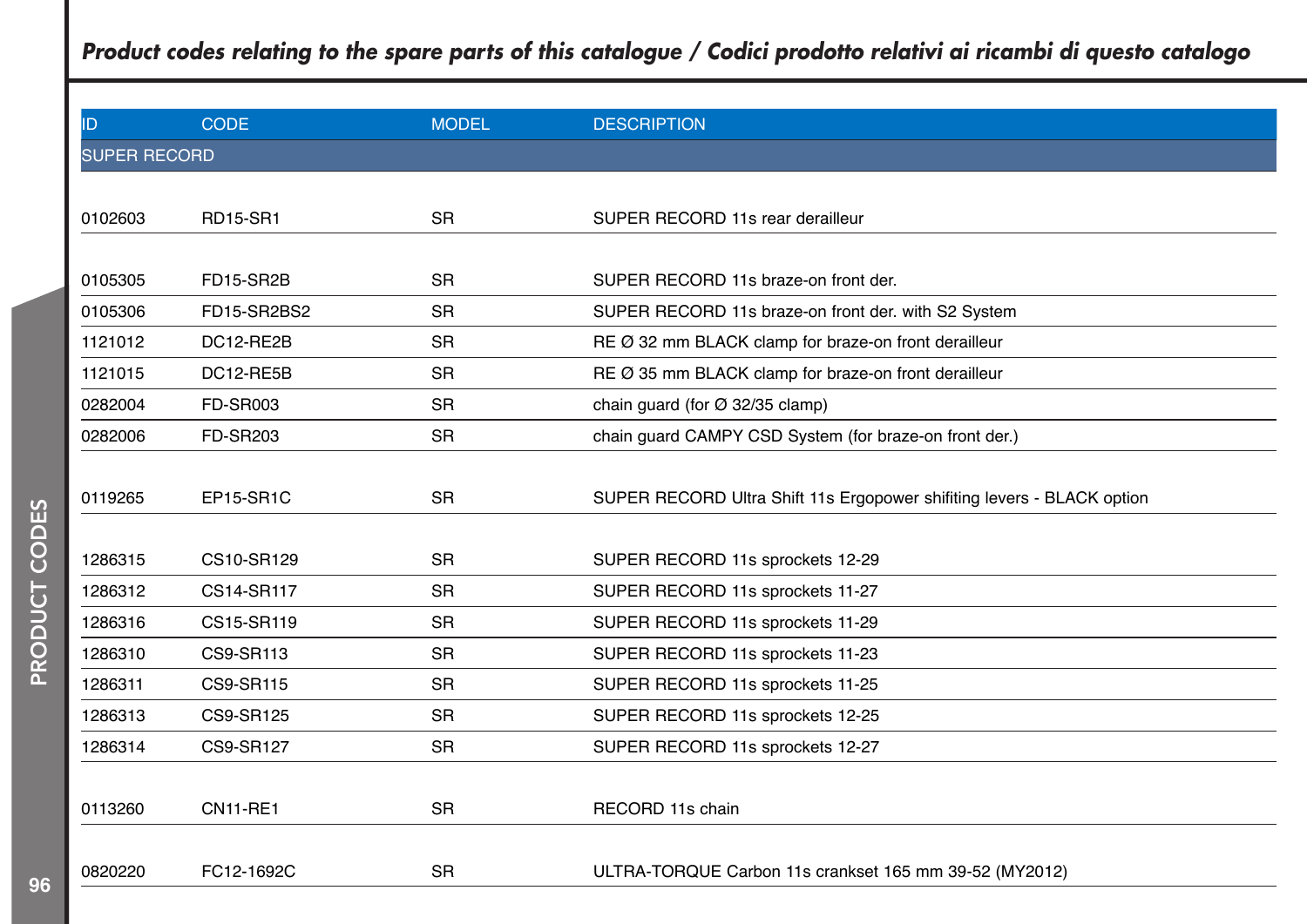## *Product codes relating to the spare parts of this catalogue / Codici prodotto relativi ai ricambi di questo catalogo*

| ID | CODE | MODEL | DESCRIPTION |
|---|---|---|---|
| SUPER RECORD | | | |
| 0102603 | RD15-SR1 | SR | SUPER RECORD 11s rear derailleur |
| 0105305 | FD15-SR2B | SR | SUPER RECORD 11s braze-on front der. |
| 0105306 | FD15-SR2BS2 | SR | SUPER RECORD 11s braze-on front der. with S2 System |
| 1121012 | DC12-RE2B | SR | RE Ø 32 mm BLACK clamp for braze-on front derailleur |
| 1121015 | DC12-RE5B | SR | RE Ø 35 mm BLACK clamp for braze-on front derailleur |
| 0282004 | FD-SR003 | SR | chain guard (for Ø 32/35 clamp) |
| 0282006 | FD-SR203 | SR | chain guard CAMPY CSD System (for braze-on front der.) |
| 0119265 | EP15-SR1C | SR | SUPER RECORD Ultra Shift 11s Ergopower shifiting levers - BLACK option |
| 1286315 | CS10-SR129 | SR | SUPER RECORD 11s sprockets 12-29 |
| 1286312 | CS14-SR117 | SR | SUPER RECORD 11s sprockets 11-27 |
| 1286316 | CS15-SR119 | SR | SUPER RECORD 11s sprockets 11-29 |
| 1286310 | CS9-SR113 | SR | SUPER RECORD 11s sprockets 11-23 |
| 1286311 | CS9-SR115 | SR | SUPER RECORD 11s sprockets 11-25 |
| 1286313 | CS9-SR125 | SR | SUPER RECORD 11s sprockets 12-25 |
| 1286314 | CS9-SR127 | SR | SUPER RECORD 11s sprockets 12-27 |
| 0113260 | CN11-RE1 | SR | RECORD 11s chain |
| 0820220 | FC12-1692C | SR | ULTRA-TORQUE Carbon 11s crankset 165 mm 39-52 (MY2012) |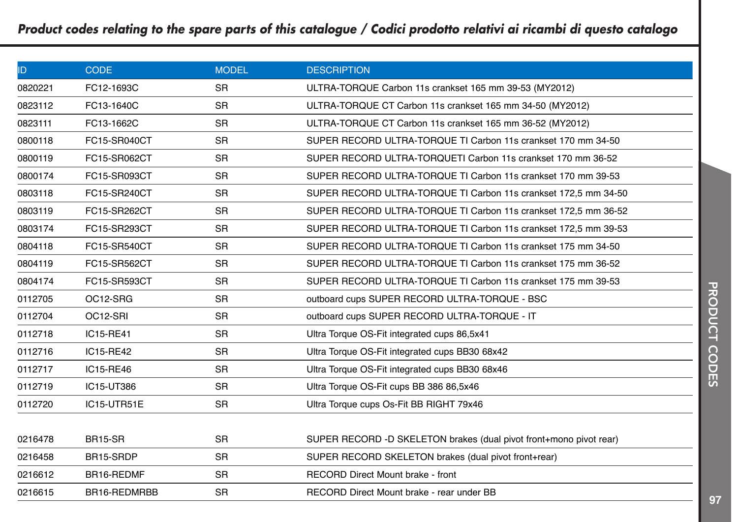## *Product codes relating to the spare parts of this catalogue / Codici prodotto relativi ai ricambi di questo catalogo*

| ID | CODE | MODEL | DESCRIPTION |
|---|---|---|---|
| 0820221 | FC12-1693C | SR | ULTRA-TORQUE Carbon 11s crankset 165 mm 39-53 (MY2012) |
| 0823112 | FC13-1640C | SR | ULTRA-TORQUE CT Carbon 11s crankset 165 mm 34-50 (MY2012) |
| 0823111 | FC13-1662C | SR | ULTRA-TORQUE CT Carbon 11s crankset 165 mm 36-52 (MY2012) |
| 0800118 | FC15-SR040CT | SR | SUPER RECORD ULTRA-TORQUE TI Carbon 11s crankset 170 mm 34-50 |
| 0800119 | FC15-SR062CT | SR | SUPER RECORD ULTRA-TORQUETI Carbon 11s crankset 170 mm 36-52 |
| 0800174 | FC15-SR093CT | SR | SUPER RECORD ULTRA-TORQUE TI Carbon 11s crankset 170 mm 39-53 |
| 0803118 | FC15-SR240CT | SR | SUPER RECORD ULTRA-TORQUE TI Carbon 11s crankset 172,5 mm 34-50 |
| 0803119 | FC15-SR262CT | SR | SUPER RECORD ULTRA-TORQUE TI Carbon 11s crankset 172,5 mm 36-52 |
| 0803174 | FC15-SR293CT | SR | SUPER RECORD ULTRA-TORQUE TI Carbon 11s crankset 172,5 mm 39-53 |
| 0804118 | FC15-SR540CT | SR | SUPER RECORD ULTRA-TORQUE TI Carbon 11s crankset 175 mm 34-50 |
| 0804119 | FC15-SR562CT | SR | SUPER RECORD ULTRA-TORQUE TI Carbon 11s crankset 175 mm 36-52 |
| 0804174 | FC15-SR593CT | SR | SUPER RECORD ULTRA-TORQUE TI Carbon 11s crankset 175 mm 39-53 |
| 0112705 | OC12-SRG | SR | outboard cups SUPER RECORD ULTRA-TORQUE - BSC |
| 0112704 | OC12-SRI | SR | outboard cups SUPER RECORD ULTRA-TORQUE - IT |
| 0112718 | IC15-RE41 | SR | Ultra Torque OS-Fit integrated cups 86,5x41 |
| 0112716 | IC15-RE42 | SR | Ultra Torque OS-Fit integrated cups BB30 68x42 |
| 0112717 | IC15-RE46 | SR | Ultra Torque OS-Fit integrated cups BB30 68x46 |
| 0112719 | IC15-UT386 | SR | Ultra Torque OS-Fit cups BB 386 86,5x46 |
| 0112720 | IC15-UTR51E | SR | Ultra Torque cups Os-Fit BB RIGHT 79x46 |
| | | | |
| 0216478 | BR15-SR | SR | SUPER RECORD -D SKELETON brakes (dual pivot front+mono pivot rear) |
| 0216458 | BR15-SRDP | SR | SUPER RECORD SKELETON brakes (dual pivot front+rear) |
| 0216612 | BR16-REDMF | SR | RECORD Direct Mount brake - front |
| 0216615 | BR16-REDMRBB | SR | RECORD Direct Mount brake - rear under BB |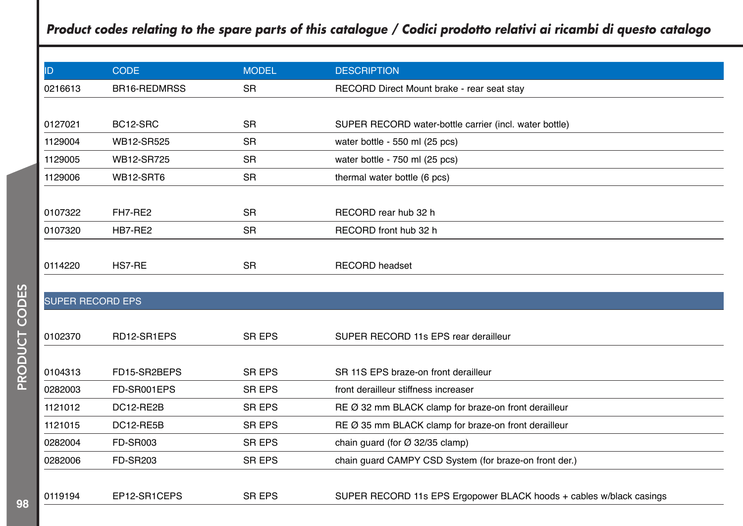## Product codes relating to the spare parts of this catalogue / Codici prodotto relativi ai ricambi di questo catalogo

| ID | CODE | MODEL | DESCRIPTION |
|---|---|---|---|
| 0216613 | BR16-REDMRSS | SR | RECORD Direct Mount brake - rear seat stay |
| | | | |
| 0127021 | BC12-SRC | SR | SUPER RECORD water-bottle carrier (incl. water bottle) |
| 1129004 | WB12-SR525 | SR | water bottle - 550 ml (25 pcs) |
| 1129005 | WB12-SR725 | SR | water bottle - 750 ml (25 pcs) |
| 1129006 | WB12-SRT6 | SR | thermal water bottle (6 pcs) |
| | | | |
| 0107322 | FH7-RE2 | SR | RECORD rear hub 32 h |
| 0107320 | HB7-RE2 | SR | RECORD front hub 32 h |
| | | | |
| 0114220 | HS7-RE | SR | RECORD headset |
| | | | |
| SUPER RECORD EPS | | | |
| | | | |
| 0102370 | RD12-SR1EPS | SR EPS | SUPER RECORD 11s EPS rear derailleur |
| | | | |
| 0104313 | FD15-SR2BEPS | SR EPS | SR 11S EPS braze-on front derailleur |
| 0282003 | FD-SR001EPS | SR EPS | front derailleur stiffness increaser |
| 1121012 | DC12-RE2B | SR EPS | RE Ø 32 mm BLACK clamp for braze-on front derailleur |
| 1121015 | DC12-RE5B | SR EPS | RE Ø 35 mm BLACK clamp for braze-on front derailleur |
| 0282004 | FD-SR003 | SR EPS | chain guard (for Ø 32/35 clamp) |
| 0282006 | FD-SR203 | SR EPS | chain guard CAMPY CSD System (for braze-on front der.) |
| | | | |
| 0119194 | EP12-SR1CEPS | SR EPS | SUPER RECORD 11s EPS Ergopower BLACK hoods + cables w/black casings |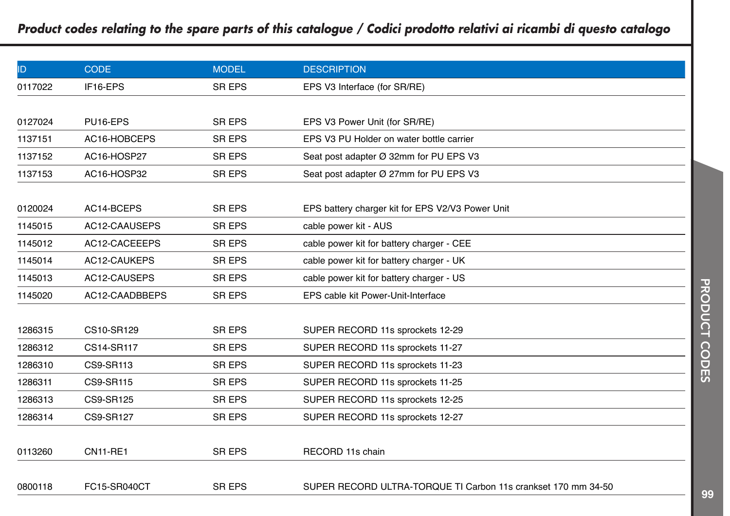## *Product codes relating to the spare parts of this catalogue / Codici prodotto relativi ai ricambi di questo catalogo*

| ID | CODE | MODEL | DESCRIPTION |
|---|---|---|---|
| 0117022 | IF16-EPS | SR EPS | EPS V3 Interface (for SR/RE) |
| | | | |
| 0127024 | PU16-EPS | SR EPS | EPS V3 Power Unit (for SR/RE) |
| 1137151 | AC16-HOBCEPS | SR EPS | EPS V3 PU Holder on water bottle carrier |
| 1137152 | AC16-HOSP27 | SR EPS | Seat post adapter Ø 32mm for PU EPS V3 |
| 1137153 | AC16-HOSP32 | SR EPS | Seat post adapter Ø 27mm for PU EPS V3 |
| | | | |
| 0120024 | AC14-BCEPS | SR EPS | EPS battery charger kit for EPS V2/V3 Power Unit |
| 1145015 | AC12-CAAUSEPS | SR EPS | cable power kit - AUS |
| 1145012 | AC12-CACEEEPS | SR EPS | cable power kit for battery charger - CEE |
| 1145014 | AC12-CAUKEPS | SR EPS | cable power kit for battery charger - UK |
| 1145013 | AC12-CAUSEPS | SR EPS | cable power kit for battery charger - US |
| 1145020 | AC12-CAADBBEPS | SR EPS | EPS cable kit Power-Unit-Interface |
| | | | |
| 1286315 | CS10-SR129 | SR EPS | SUPER RECORD 11s sprockets 12-29 |
| 1286312 | CS14-SR117 | SR EPS | SUPER RECORD 11s sprockets 11-27 |
| 1286310 | CS9-SR113 | SR EPS | SUPER RECORD 11s sprockets 11-23 |
| 1286311 | CS9-SR115 | SR EPS | SUPER RECORD 11s sprockets 11-25 |
| 1286313 | CS9-SR125 | SR EPS | SUPER RECORD 11s sprockets 12-25 |
| 1286314 | CS9-SR127 | SR EPS | SUPER RECORD 11s sprockets 12-27 |
| | | | |
| 0113260 | CN11-RE1 | SR EPS | RECORD 11s chain |
| | | | |
| 0800118 | FC15-SR040CT | SR EPS | SUPER RECORD ULTRA-TORQUE TI Carbon 11s crankset 170 mm 34-50 |

PRODUCT CODES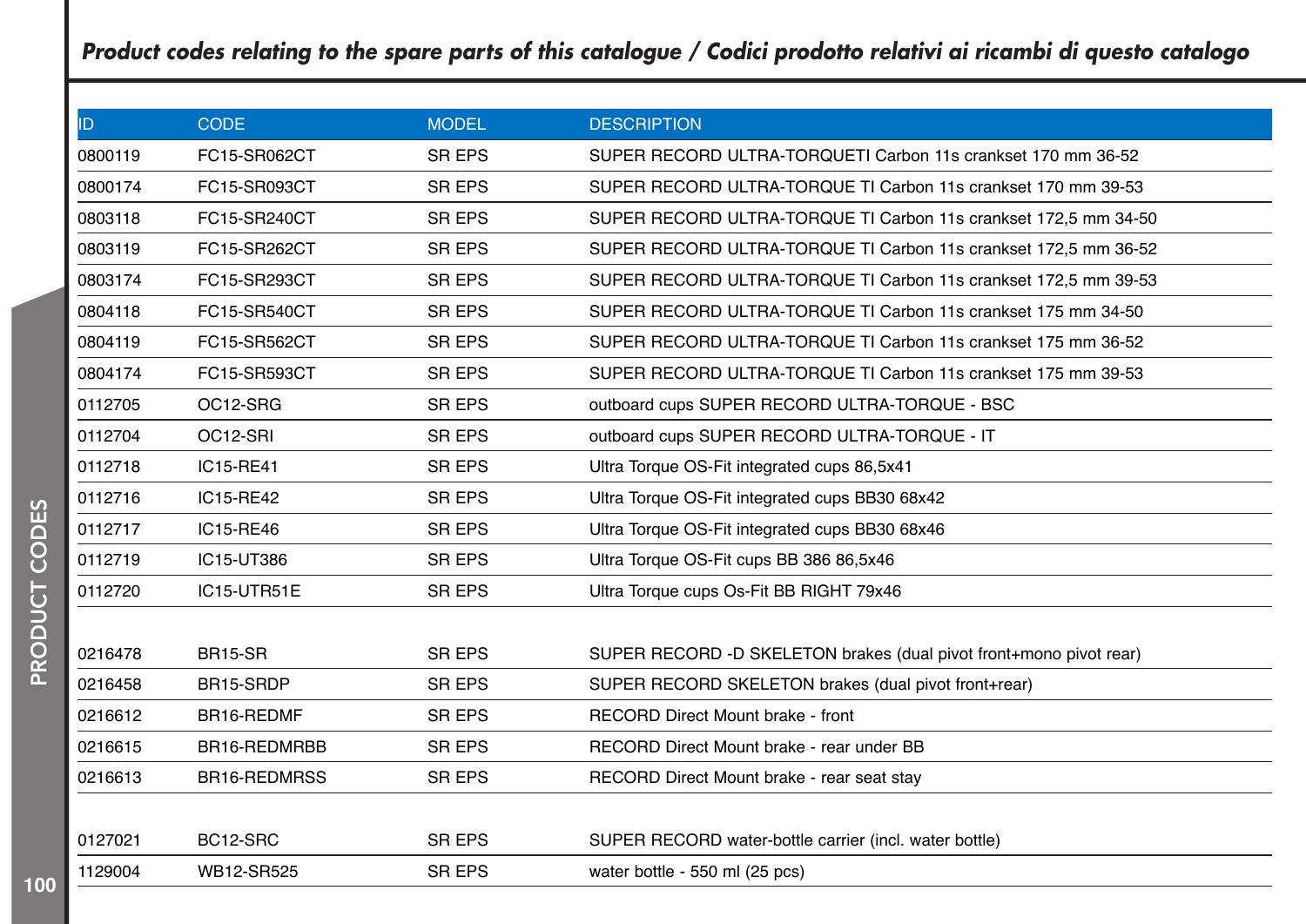# Product codes relating to the spare parts of this catalogue / Codici prodotto relativi ai ricambi di questo catalogo

| ID | CODE | MODEL | DESCRIPTION |
|---|---|---|---|
| 0800119 | FC15-SR062CT | SR EPS | SUPER RECORD ULTRA-TORQUETI Carbon 11s crankset 170 mm 36-52 |
| 0800174 | FC15-SR093CT | SR EPS | SUPER RECORD ULTRA-TORQUE TI Carbon 11s crankset 170 mm 39-53 |
| 0803118 | FC15-SR240CT | SR EPS | SUPER RECORD ULTRA-TORQUE TI Carbon 11s crankset 172,5 mm 34-50 |
| 0803119 | FC15-SR262CT | SR EPS | SUPER RECORD ULTRA-TORQUE TI Carbon 11s crankset 172,5 mm 36-52 |
| 0803174 | FC15-SR293CT | SR EPS | SUPER RECORD ULTRA-TORQUE TI Carbon 11s crankset 172,5 mm 39-53 |
| 0804118 | FC15-SR540CT | SR EPS | SUPER RECORD ULTRA-TORQUE TI Carbon 11s crankset 175 mm 34-50 |
| 0804119 | FC15-SR562CT | SR EPS | SUPER RECORD ULTRA-TORQUE TI Carbon 11s crankset 175 mm 36-52 |
| 0804174 | FC15-SR593CT | SR EPS | SUPER RECORD ULTRA-TORQUE TI Carbon 11s crankset 175 mm 39-53 |
| 0112705 | OC12-SRG | SR EPS | outboard cups SUPER RECORD ULTRA-TORQUE - BSC |
| 0112704 | OC12-SRI | SR EPS | outboard cups SUPER RECORD ULTRA-TORQUE - IT |
| 0112718 | IC15-RE41 | SR EPS | Ultra Torque OS-Fit integrated cups 86,5x41 |
| 0112716 | IC15-RE42 | SR EPS | Ultra Torque OS-Fit integrated cups BB30 68x42 |
| 0112717 | IC15-RE46 | SR EPS | Ultra Torque OS-Fit integrated cups BB30 68x46 |
| 0112719 | IC15-UT386 | SR EPS | Ultra Torque OS-Fit cups BB 386 86,5x46 |
| 0112720 | IC15-UTR51E | SR EPS | Ultra Torque cups Os-Fit BB RIGHT 79x46 |
| | | | |
| 0216478 | BR15-SR | SR EPS | SUPER RECORD -D SKELETON brakes (dual pivot front+mono pivot rear) |
| 0216458 | BR15-SRDP | SR EPS | SUPER RECORD SKELETON brakes (dual pivot front+rear) |
| 0216612 | BR16-REDMF | SR EPS | RECORD Direct Mount brake - front |
| 0216615 | BR16-REDMRBB | SR EPS | RECORD Direct Mount brake - rear under BB |
| 0216613 | BR16-REDMRSS | SR EPS | RECORD Direct Mount brake - rear seat stay |
| | | | |
| 0127021 | BC12-SRC | SR EPS | SUPER RECORD water-bottle carrier (incl. water bottle) |
| 1129004 | WB12-SR525 | SR EPS | water bottle - 550 ml (25 pcs) |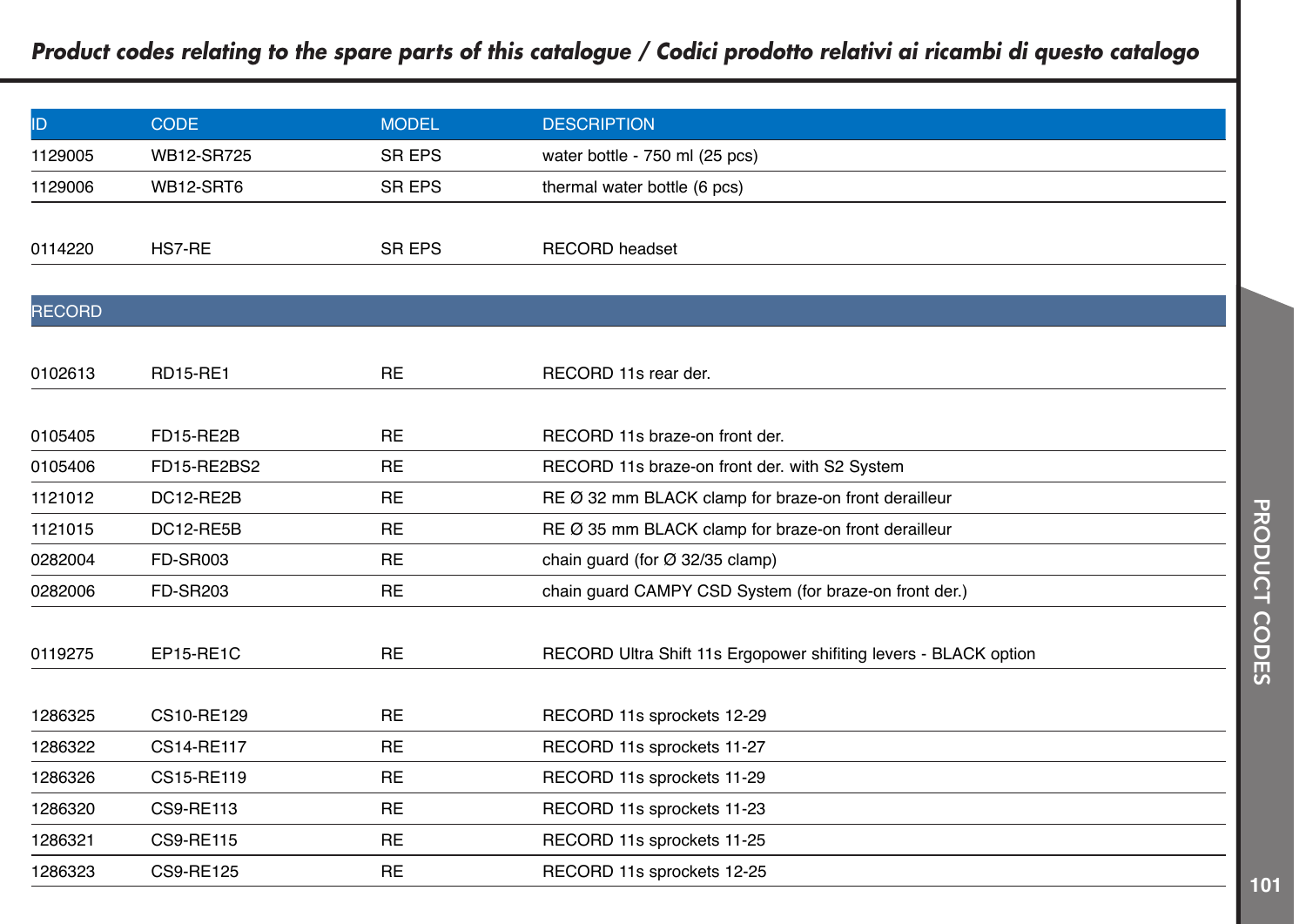## *Product codes relating to the spare parts of this catalogue / Codici prodotto relativi ai ricambi di questo catalogo*

| ID | CODE | MODEL | DESCRIPTION |
|---|---|---|---|
| 1129005 | WB12-SR725 | SR EPS | water bottle - 750 ml (25 pcs) |
| 1129006 | WB12-SRT6 | SR EPS | thermal water bottle (6 pcs) |
| | | | |
| 0114220 | HS7-RE | SR EPS | RECORD headset |
| | | | |
| RECORD | | | |
| | | | |
| 0102613 | RD15-RE1 | RE | RECORD 11s rear der. |
| | | | |
| 0105405 | FD15-RE2B | RE | RECORD 11s braze-on front der. |
| 0105406 | FD15-RE2BS2 | RE | RECORD 11s braze-on front der. with S2 System |
| 1121012 | DC12-RE2B | RE | RE Ø 32 mm BLACK clamp for braze-on front derailleur |
| 1121015 | DC12-RE5B | RE | RE Ø 35 mm BLACK clamp for braze-on front derailleur |
| 0282004 | FD-SR003 | RE | chain guard (for Ø 32/35 clamp) |
| 0282006 | FD-SR203 | RE | chain guard CAMPY CSD System (for braze-on front der.) |
| | | | |
| 0119275 | EP15-RE1C | RE | RECORD Ultra Shift 11s Ergopower shifiting levers - BLACK option |
| | | | |
| 1286325 | CS10-RE129 | RE | RECORD 11s sprockets 12-29 |
| 1286322 | CS14-RE117 | RE | RECORD 11s sprockets 11-27 |
| 1286326 | CS15-RE119 | RE | RECORD 11s sprockets 11-29 |
| 1286320 | CS9-RE113 | RE | RECORD 11s sprockets 11-23 |
| 1286321 | CS9-RE115 | RE | RECORD 11s sprockets 11-25 |
| 1286323 | CS9-RE125 | RE | RECORD 11s sprockets 12-25 |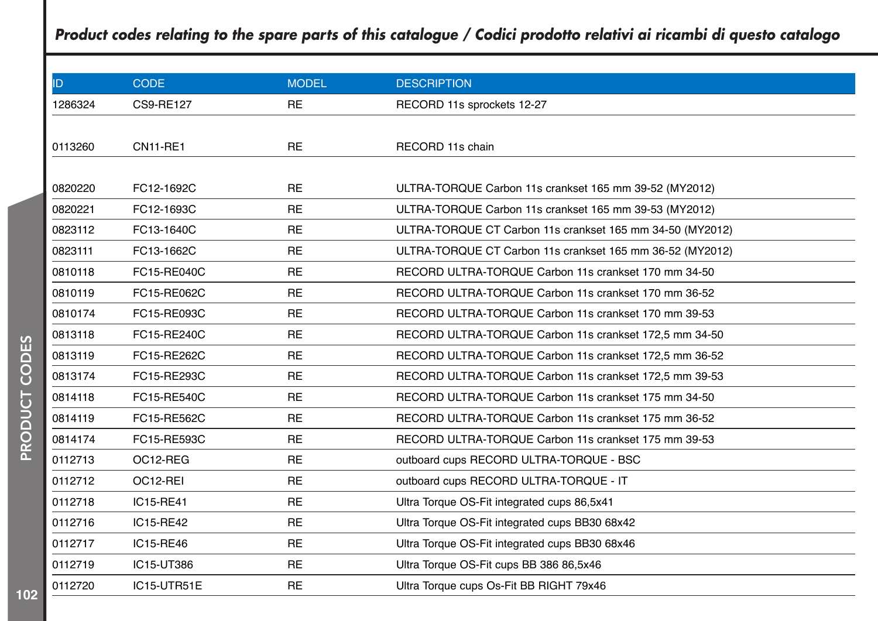## *Product codes relating to the spare parts of this catalogue / Codici prodotto relativi ai ricambi di questo catalogo*

| ID | CODE | MODEL | DESCRIPTION |
|---|---|---|---|
| 1286324 | CS9-RE127 | RE | RECORD 11s sprockets 12-27 |
| 0113260 | CN11-RE1 | RE | RECORD 11s chain |
| 0820220 | FC12-1692C | RE | ULTRA-TORQUE Carbon 11s crankset 165 mm 39-52 (MY2012) |
| 0820221 | FC12-1693C | RE | ULTRA-TORQUE Carbon 11s crankset 165 mm 39-53 (MY2012) |
| 0823112 | FC13-1640C | RE | ULTRA-TORQUE CT Carbon 11s crankset 165 mm 34-50 (MY2012) |
| 0823111 | FC13-1662C | RE | ULTRA-TORQUE CT Carbon 11s crankset 165 mm 36-52 (MY2012) |
| 0810118 | FC15-RE040C | RE | RECORD ULTRA-TORQUE Carbon 11s crankset 170 mm 34-50 |
| 0810119 | FC15-RE062C | RE | RECORD ULTRA-TORQUE Carbon 11s crankset 170 mm 36-52 |
| 0810174 | FC15-RE093C | RE | RECORD ULTRA-TORQUE Carbon 11s crankset 170 mm 39-53 |
| 0813118 | FC15-RE240C | RE | RECORD ULTRA-TORQUE Carbon 11s crankset 172,5 mm 34-50 |
| 0813119 | FC15-RE262C | RE | RECORD ULTRA-TORQUE Carbon 11s crankset 172,5 mm 36-52 |
| 0813174 | FC15-RE293C | RE | RECORD ULTRA-TORQUE Carbon 11s crankset 172,5 mm 39-53 |
| 0814118 | FC15-RE540C | RE | RECORD ULTRA-TORQUE Carbon 11s crankset 175 mm 34-50 |
| 0814119 | FC15-RE562C | RE | RECORD ULTRA-TORQUE Carbon 11s crankset 175 mm 36-52 |
| 0814174 | FC15-RE593C | RE | RECORD ULTRA-TORQUE Carbon 11s crankset 175 mm 39-53 |
| 0112713 | OC12-REG | RE | outboard cups RECORD ULTRA-TORQUE - BSC |
| 0112712 | OC12-REI | RE | outboard cups RECORD ULTRA-TORQUE - IT |
| 0112718 | IC15-RE41 | RE | Ultra Torque OS-Fit integrated cups 86,5x41 |
| 0112716 | IC15-RE42 | RE | Ultra Torque OS-Fit integrated cups BB30 68x42 |
| 0112717 | IC15-RE46 | RE | Ultra Torque OS-Fit integrated cups BB30 68x46 |
| 0112719 | IC15-UT386 | RE | Ultra Torque OS-Fit cups BB 386 86,5x46 |
| 0112720 | IC15-UTR51E | RE | Ultra Torque cups Os-Fit BB RIGHT 79x46 |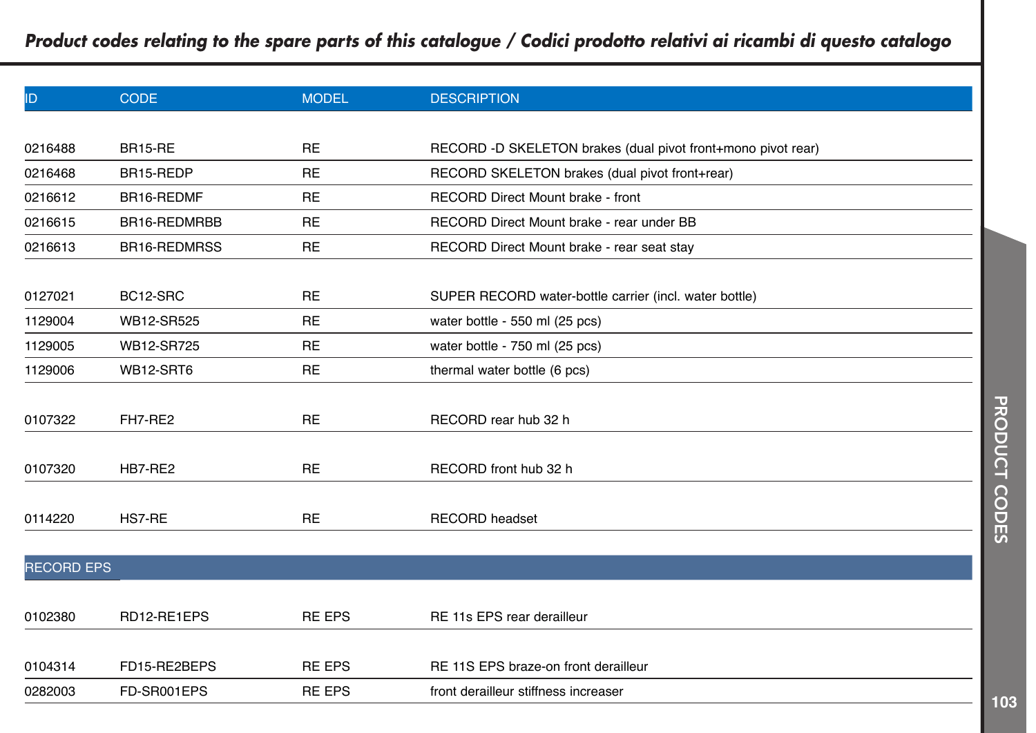## *Product codes relating to the spare parts of this catalogue / Codici prodotto relativi ai ricambi di questo catalogo*

| ID | CODE | MODEL | DESCRIPTION |
|---|---|---|---|
| 0216488 | BR15-RE | RE | RECORD -D SKELETON brakes (dual pivot front+mono pivot rear) |
| 0216468 | BR15-REDP | RE | RECORD SKELETON brakes (dual pivot front+rear) |
| 0216612 | BR16-REDMF | RE | RECORD Direct Mount brake - front |
| 0216615 | BR16-REDMRBB | RE | RECORD Direct Mount brake - rear under BB |
| 0216613 | BR16-REDMRSS | RE | RECORD Direct Mount brake - rear seat stay |
| 0127021 | BC12-SRC | RE | SUPER RECORD water-bottle carrier (incl. water bottle) |
| 1129004 | WB12-SR525 | RE | water bottle - 550 ml (25 pcs) |
| 1129005 | WB12-SR725 | RE | water bottle - 750 ml (25 pcs) |
| 1129006 | WB12-SRT6 | RE | thermal water bottle (6 pcs) |
| 0107322 | FH7-RE2 | RE | RECORD rear hub 32 h |
| 0107320 | HB7-RE2 | RE | RECORD front hub 32 h |
| 0114220 | HS7-RE | RE | RECORD headset |
| RECORD EPS | | | |
| 0102380 | RD12-RE1EPS | RE EPS | RE 11s EPS rear derailleur |
| 0104314 | FD15-RE2BEPS | RE EPS | RE 11S EPS braze-on front derailleur |
| 0282003 | FD-SR001EPS | RE EPS | front derailleur stiffness increaser |

PRODUCT CODES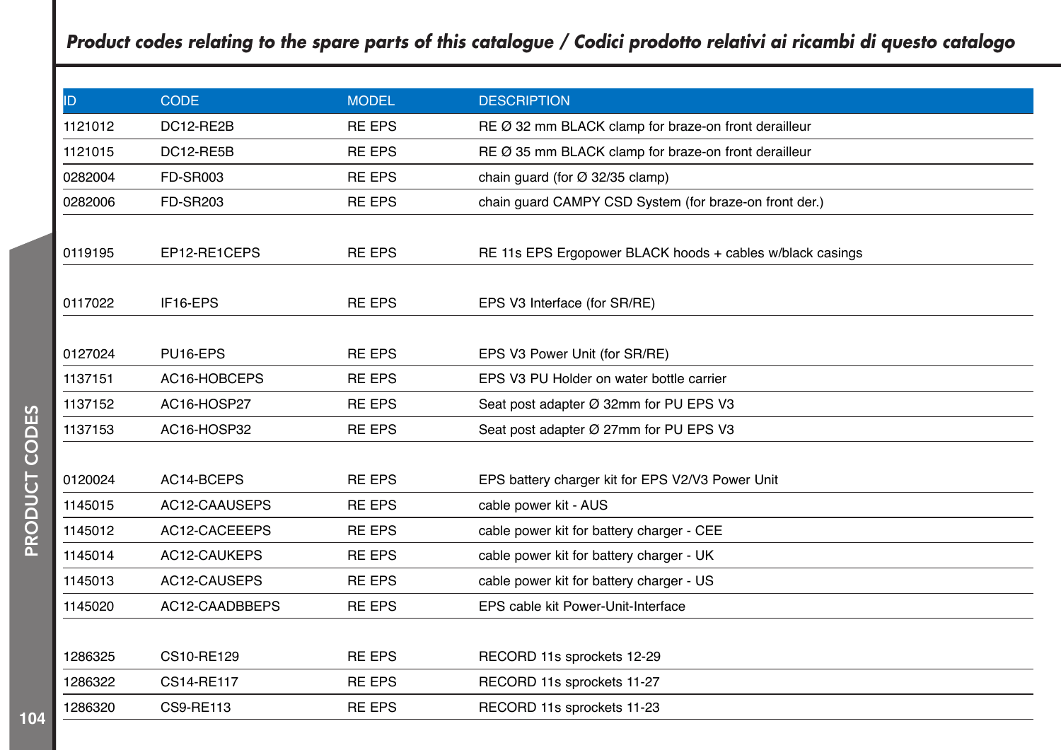## *Product codes relating to the spare parts of this catalogue / Codici prodotto relativi ai ricambi di questo catalogo*

| ID | CODE | MODEL | DESCRIPTION |
|---|---|---|---|
| 1121012 | DC12-RE2B | RE EPS | RE Ø 32 mm BLACK clamp for braze-on front derailleur |
| 1121015 | DC12-RE5B | RE EPS | RE Ø 35 mm BLACK clamp for braze-on front derailleur |
| 0282004 | FD-SR003 | RE EPS | chain guard (for Ø 32/35 clamp) |
| 0282006 | FD-SR203 | RE EPS | chain guard CAMPY CSD System (for braze-on front der.) |
| | | | |
| 0119195 | EP12-RE1CEPS | RE EPS | RE 11s EPS Ergopower BLACK hoods + cables w/black casings |
| | | | |
| 0117022 | IF16-EPS | RE EPS | EPS V3 Interface (for SR/RE) |
| | | | |
| 0127024 | PU16-EPS | RE EPS | EPS V3 Power Unit (for SR/RE) |
| 1137151 | AC16-HOBCEPS | RE EPS | EPS V3 PU Holder on water bottle carrier |
| 1137152 | AC16-HOSP27 | RE EPS | Seat post adapter Ø 32mm for PU EPS V3 |
| 1137153 | AC16-HOSP32 | RE EPS | Seat post adapter Ø 27mm for PU EPS V3 |
| | | | |
| 0120024 | AC14-BCEPS | RE EPS | EPS battery charger kit for EPS V2/V3 Power Unit |
| 1145015 | AC12-CAAUSEPS | RE EPS | cable power kit - AUS |
| 1145012 | AC12-CACEEEPS | RE EPS | cable power kit for battery charger - CEE |
| 1145014 | AC12-CAUKEPS | RE EPS | cable power kit for battery charger - UK |
| 1145013 | AC12-CAUSEPS | RE EPS | cable power kit for battery charger - US |
| 1145020 | AC12-CAADBBEPS | RE EPS | EPS cable kit Power-Unit-Interface |
| | | | |
| 1286325 | CS10-RE129 | RE EPS | RECORD 11s sprockets 12-29 |
| 1286322 | CS14-RE117 | RE EPS | RECORD 11s sprockets 11-27 |
| 1286320 | CS9-RE113 | RE EPS | RECORD 11s sprockets 11-23 |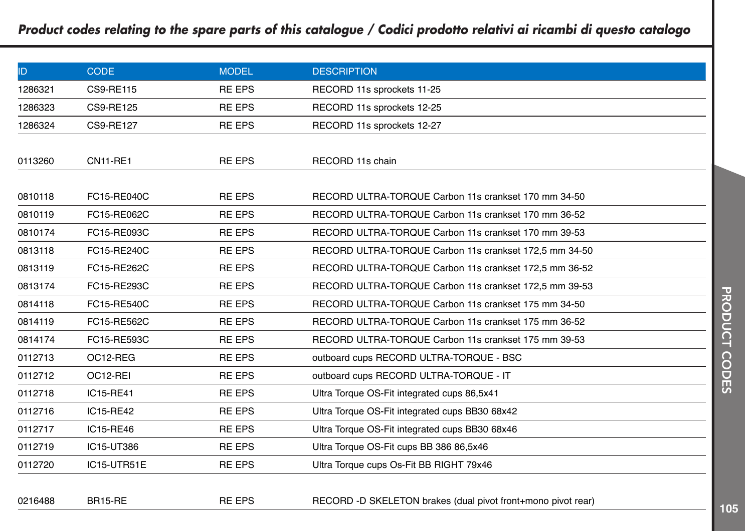## *Product codes relating to the spare parts of this catalogue / Codici prodotto relativi ai ricambi di questo catalogo*

| ID | CODE | MODEL | DESCRIPTION |
|---|---|---|---|
| 1286321 | CS9-RE115 | RE EPS | RECORD 11s sprockets 11-25 |
| 1286323 | CS9-RE125 | RE EPS | RECORD 11s sprockets 12-25 |
| 1286324 | CS9-RE127 | RE EPS | RECORD 11s sprockets 12-27 |
| | | | |
| 0113260 | CN11-RE1 | RE EPS | RECORD 11s chain |
| | | | |
| 0810118 | FC15-RE040C | RE EPS | RECORD ULTRA-TORQUE Carbon 11s crankset 170 mm 34-50 |
| 0810119 | FC15-RE062C | RE EPS | RECORD ULTRA-TORQUE Carbon 11s crankset 170 mm 36-52 |
| 0810174 | FC15-RE093C | RE EPS | RECORD ULTRA-TORQUE Carbon 11s crankset 170 mm 39-53 |
| 0813118 | FC15-RE240C | RE EPS | RECORD ULTRA-TORQUE Carbon 11s crankset 172,5 mm 34-50 |
| 0813119 | FC15-RE262C | RE EPS | RECORD ULTRA-TORQUE Carbon 11s crankset 172,5 mm 36-52 |
| 0813174 | FC15-RE293C | RE EPS | RECORD ULTRA-TORQUE Carbon 11s crankset 172,5 mm 39-53 |
| 0814118 | FC15-RE540C | RE EPS | RECORD ULTRA-TORQUE Carbon 11s crankset 175 mm 34-50 |
| 0814119 | FC15-RE562C | RE EPS | RECORD ULTRA-TORQUE Carbon 11s crankset 175 mm 36-52 |
| 0814174 | FC15-RE593C | RE EPS | RECORD ULTRA-TORQUE Carbon 11s crankset 175 mm 39-53 |
| 0112713 | OC12-REG | RE EPS | outboard cups RECORD ULTRA-TORQUE - BSC |
| 0112712 | OC12-REI | RE EPS | outboard cups RECORD ULTRA-TORQUE - IT |
| 0112718 | IC15-RE41 | RE EPS | Ultra Torque OS-Fit integrated cups 86,5x41 |
| 0112716 | IC15-RE42 | RE EPS | Ultra Torque OS-Fit integrated cups BB30 68x42 |
| 0112717 | IC15-RE46 | RE EPS | Ultra Torque OS-Fit integrated cups BB30 68x46 |
| 0112719 | IC15-UT386 | RE EPS | Ultra Torque OS-Fit cups BB 386 86,5x46 |
| 0112720 | IC15-UTR51E | RE EPS | Ultra Torque cups Os-Fit BB RIGHT 79x46 |
| | | | |
| 0216488 | BR15-RE | RE EPS | RECORD -D SKELETON brakes (dual pivot front+mono pivot rear) |

PRODUCT CODES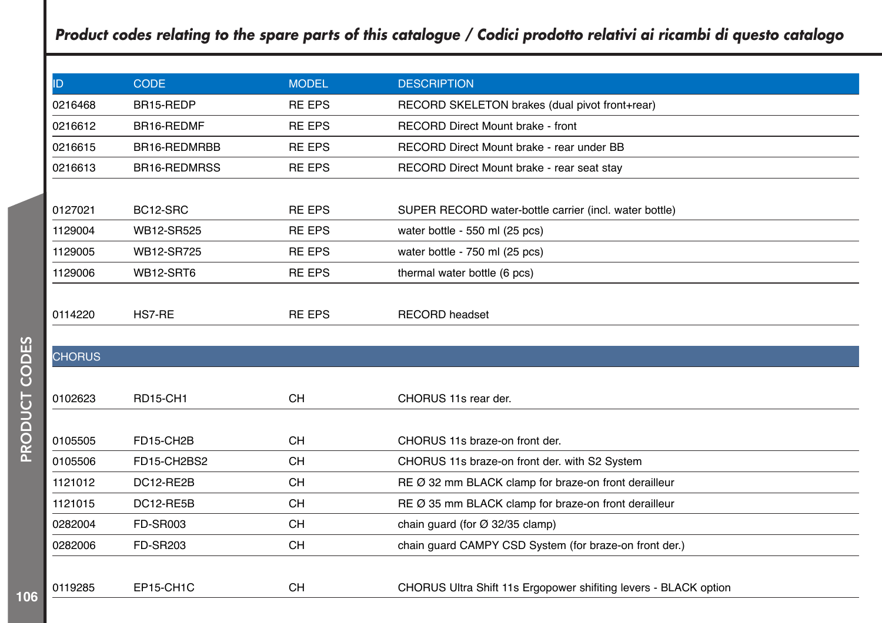## *Product codes relating to the spare parts of this catalogue / Codici prodotto relativi ai ricambi di questo catalogo*

| ID | CODE | MODEL | DESCRIPTION |
|---|---|---|---|
| 0216468 | BR15-REDP | RE EPS | RECORD SKELETON brakes (dual pivot front+rear) |
| 0216612 | BR16-REDMF | RE EPS | RECORD Direct Mount brake - front |
| 0216615 | BR16-REDMRBB | RE EPS | RECORD Direct Mount brake - rear under BB |
| 0216613 | BR16-REDMRSS | RE EPS | RECORD Direct Mount brake - rear seat stay |
| | | | |
| 0127021 | BC12-SRC | RE EPS | SUPER RECORD water-bottle carrier (incl. water bottle) |
| 1129004 | WB12-SR525 | RE EPS | water bottle - 550 ml (25 pcs) |
| 1129005 | WB12-SR725 | RE EPS | water bottle - 750 ml (25 pcs) |
| 1129006 | WB12-SRT6 | RE EPS | thermal water bottle (6 pcs) |
| | | | |
| 0114220 | HS7-RE | RE EPS | RECORD headset |
| | | | |
| CHORUS | | | |
| | | | |
| 0102623 | RD15-CH1 | CH | CHORUS 11s rear der. |
| | | | |
| 0105505 | FD15-CH2B | CH | CHORUS 11s braze-on front der. |
| 0105506 | FD15-CH2BS2 | CH | CHORUS 11s braze-on front der. with S2 System |
| 1121012 | DC12-RE2B | CH | RE Ø 32 mm BLACK clamp for braze-on front derailleur |
| 1121015 | DC12-RE5B | CH | RE Ø 35 mm BLACK clamp for braze-on front derailleur |
| 0282004 | FD-SR003 | CH | chain guard (for Ø 32/35 clamp) |
| 0282006 | FD-SR203 | CH | chain guard CAMPY CSD System (for braze-on front der.) |
| | | | |
| 0119285 | EP15-CH1C | CH | CHORUS Ultra Shift 11s Ergopower shifiting levers - BLACK option |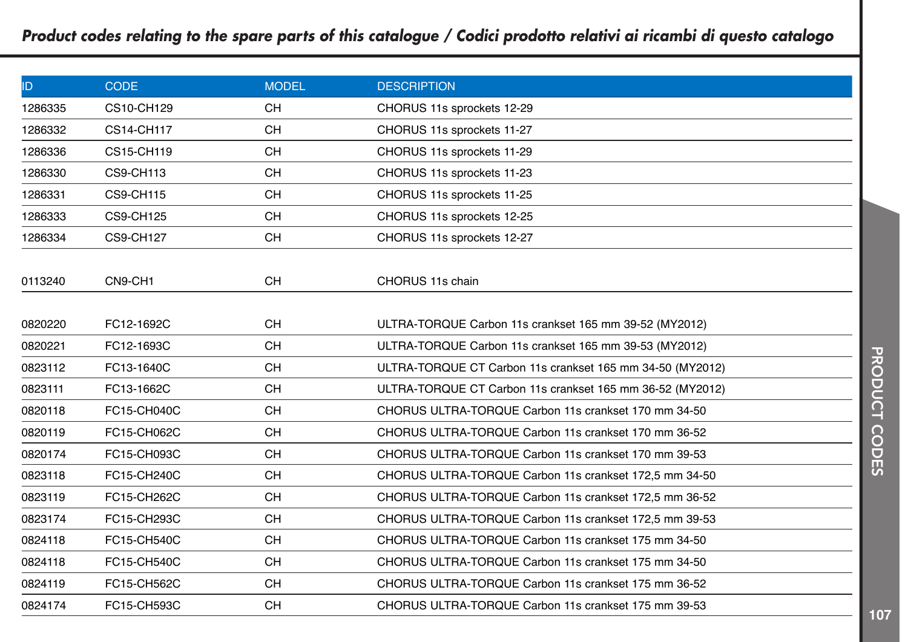## *Product codes relating to the spare parts of this catalogue / Codici prodotto relativi ai ricambi di questo catalogo*

| ID | CODE | MODEL | DESCRIPTION |
|---|---|---|---|
| 1286335 | CS10-CH129 | CH | CHORUS 11s sprockets 12-29 |
| 1286332 | CS14-CH117 | CH | CHORUS 11s sprockets 11-27 |
| 1286336 | CS15-CH119 | CH | CHORUS 11s sprockets 11-29 |
| 1286330 | CS9-CH113 | CH | CHORUS 11s sprockets 11-23 |
| 1286331 | CS9-CH115 | CH | CHORUS 11s sprockets 11-25 |
| 1286333 | CS9-CH125 | CH | CHORUS 11s sprockets 12-25 |
| 1286334 | CS9-CH127 | CH | CHORUS 11s sprockets 12-27 |
| | | | |
| 0113240 | CN9-CH1 | CH | CHORUS 11s chain |
| | | | |
| 0820220 | FC12-1692C | CH | ULTRA-TORQUE Carbon 11s crankset 165 mm 39-52 (MY2012) |
| 0820221 | FC12-1693C | CH | ULTRA-TORQUE Carbon 11s crankset 165 mm 39-53 (MY2012) |
| 0823112 | FC13-1640C | CH | ULTRA-TORQUE CT Carbon 11s crankset 165 mm 34-50 (MY2012) |
| 0823111 | FC13-1662C | CH | ULTRA-TORQUE CT Carbon 11s crankset 165 mm 36-52 (MY2012) |
| 0820118 | FC15-CH040C | CH | CHORUS ULTRA-TORQUE Carbon 11s crankset 170 mm 34-50 |
| 0820119 | FC15-CH062C | CH | CHORUS ULTRA-TORQUE Carbon 11s crankset 170 mm 36-52 |
| 0820174 | FC15-CH093C | CH | CHORUS ULTRA-TORQUE Carbon 11s crankset 170 mm 39-53 |
| 0823118 | FC15-CH240C | CH | CHORUS ULTRA-TORQUE Carbon 11s crankset 172,5 mm 34-50 |
| 0823119 | FC15-CH262C | CH | CHORUS ULTRA-TORQUE Carbon 11s crankset 172,5 mm 36-52 |
| 0823174 | FC15-CH293C | CH | CHORUS ULTRA-TORQUE Carbon 11s crankset 172,5 mm 39-53 |
| 0824118 | FC15-CH540C | CH | CHORUS ULTRA-TORQUE Carbon 11s crankset 175 mm 34-50 |
| 0824118 | FC15-CH540C | CH | CHORUS ULTRA-TORQUE Carbon 11s crankset 175 mm 34-50 |
| 0824119 | FC15-CH562C | CH | CHORUS ULTRA-TORQUE Carbon 11s crankset 175 mm 36-52 |
| 0824174 | FC15-CH593C | CH | CHORUS ULTRA-TORQUE Carbon 11s crankset 175 mm 39-53 |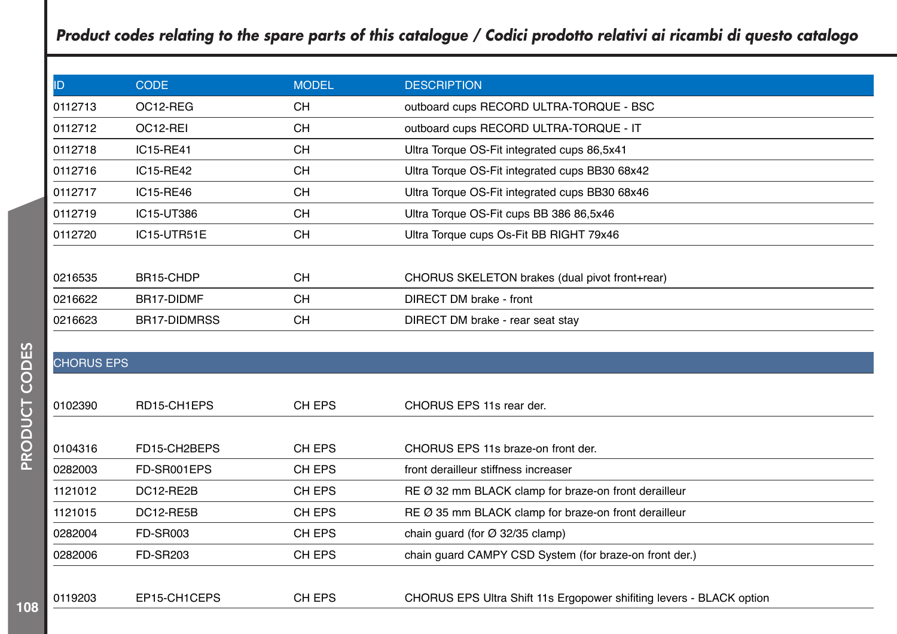## *Product codes relating to the spare parts of this catalogue / Codici prodotto relativi ai ricambi di questo catalogo*

| ID | CODE | MODEL | DESCRIPTION |
|---|---|---|---|
| 0112713 | OC12-REG | CH | outboard cups RECORD ULTRA-TORQUE - BSC |
| 0112712 | OC12-REI | CH | outboard cups RECORD ULTRA-TORQUE - IT |
| 0112718 | IC15-RE41 | CH | Ultra Torque OS-Fit integrated cups 86,5x41 |
| 0112716 | IC15-RE42 | CH | Ultra Torque OS-Fit integrated cups BB30 68x42 |
| 0112717 | IC15-RE46 | CH | Ultra Torque OS-Fit integrated cups BB30 68x46 |
| 0112719 | IC15-UT386 | CH | Ultra Torque OS-Fit cups BB 386 86,5x46 |
| 0112720 | IC15-UTR51E | CH | Ultra Torque cups Os-Fit BB RIGHT 79x46 |
| | | | |
| 0216535 | BR15-CHDP | CH | CHORUS SKELETON brakes (dual pivot front+rear) |
| 0216622 | BR17-DIDMF | CH | DIRECT DM brake - front |
| 0216623 | BR17-DIDMRSS | CH | DIRECT DM brake - rear seat stay |
| | | | |
| CHORUS EPS | | | |
| | | | |
| 0102390 | RD15-CH1EPS | CH EPS | CHORUS EPS 11s rear der. |
| | | | |
| 0104316 | FD15-CH2BEPS | CH EPS | CHORUS EPS 11s braze-on front der. |
| 0282003 | FD-SR001EPS | CH EPS | front derailleur stiffness increaser |
| 1121012 | DC12-RE2B | CH EPS | RE Ø 32 mm BLACK clamp for braze-on front derailleur |
| 1121015 | DC12-RE5B | CH EPS | RE Ø 35 mm BLACK clamp for braze-on front derailleur |
| 0282004 | FD-SR003 | CH EPS | chain guard (for Ø 32/35 clamp) |
| 0282006 | FD-SR203 | CH EPS | chain guard CAMPY CSD System (for braze-on front der.) |
| | | | |
| 0119203 | EP15-CH1CEPS | CH EPS | CHORUS EPS Ultra Shift 11s Ergopower shifiting levers - BLACK option |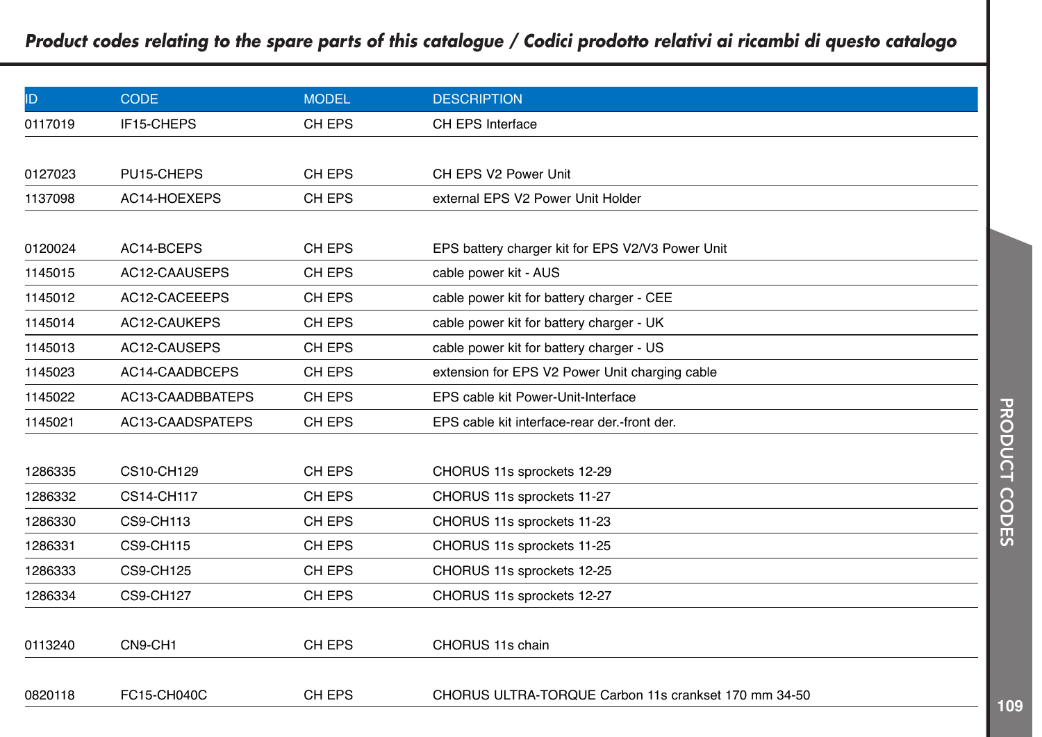## *Product codes relating to the spare parts of this catalogue / Codici prodotto relativi ai ricambi di questo catalogo*

| ID | CODE | MODEL | DESCRIPTION |
|---|---|---|---|
| 0117019 | IF15-CHEPS | CH EPS | CH EPS Interface |
| | | | |
| 0127023 | PU15-CHEPS | CH EPS | CH EPS V2 Power Unit |
| 1137098 | AC14-HOEXEPS | CH EPS | external EPS V2 Power Unit Holder |
| | | | |
| 0120024 | AC14-BCEPS | CH EPS | EPS battery charger kit for EPS V2/V3 Power Unit |
| 1145015 | AC12-CAAUSEPS | CH EPS | cable power kit - AUS |
| 1145012 | AC12-CACEEEPS | CH EPS | cable power kit for battery charger - CEE |
| 1145014 | AC12-CAUKEPS | CH EPS | cable power kit for battery charger - UK |
| 1145013 | AC12-CAUSEPS | CH EPS | cable power kit for battery charger - US |
| 1145023 | AC14-CAADBCEPS | CH EPS | extension for EPS V2 Power Unit charging cable |
| 1145022 | AC13-CAADBBATEPS | CH EPS | EPS cable kit Power-Unit-Interface |
| 1145021 | AC13-CAADSPATEPS | CH EPS | EPS cable kit interface-rear der.-front der. |
| | | | |
| 1286335 | CS10-CH129 | CH EPS | CHORUS 11s sprockets 12-29 |
| 1286332 | CS14-CH117 | CH EPS | CHORUS 11s sprockets 11-27 |
| 1286330 | CS9-CH113 | CH EPS | CHORUS 11s sprockets 11-23 |
| 1286331 | CS9-CH115 | CH EPS | CHORUS 11s sprockets 11-25 |
| 1286333 | CS9-CH125 | CH EPS | CHORUS 11s sprockets 12-25 |
| 1286334 | CS9-CH127 | CH EPS | CHORUS 11s sprockets 12-27 |
| | | | |
| 0113240 | CN9-CH1 | CH EPS | CHORUS 11s chain |
| | | | |
| 0820118 | FC15-CH040C | CH EPS | CHORUS ULTRA-TORQUE Carbon 11s crankset 170 mm 34-50 |

PRODUCT CODES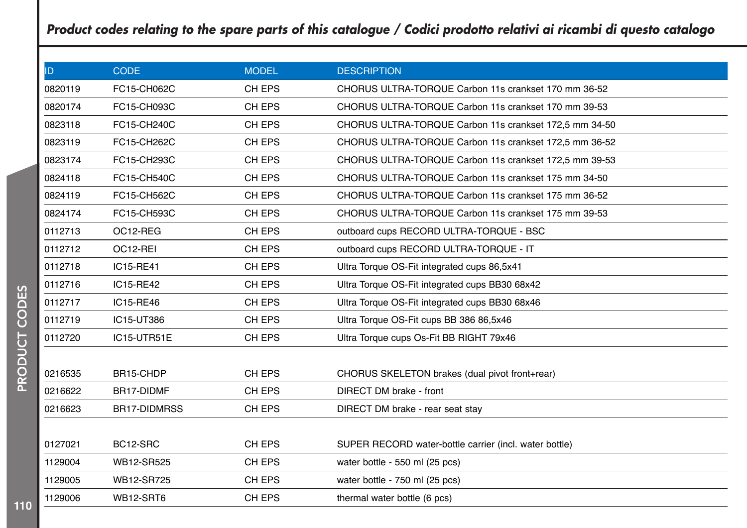## *Product codes relating to the spare parts of this catalogue / Codici prodotto relativi ai ricambi di questo catalogo*

| ID | CODE | MODEL | DESCRIPTION |
|---|---|---|---|
| 0820119 | FC15-CH062C | CH EPS | CHORUS ULTRA-TORQUE Carbon 11s crankset 170 mm 36-52 |
| 0820174 | FC15-CH093C | CH EPS | CHORUS ULTRA-TORQUE Carbon 11s crankset 170 mm 39-53 |
| 0823118 | FC15-CH240C | CH EPS | CHORUS ULTRA-TORQUE Carbon 11s crankset 172,5 mm 34-50 |
| 0823119 | FC15-CH262C | CH EPS | CHORUS ULTRA-TORQUE Carbon 11s crankset 172,5 mm 36-52 |
| 0823174 | FC15-CH293C | CH EPS | CHORUS ULTRA-TORQUE Carbon 11s crankset 172,5 mm 39-53 |
| 0824118 | FC15-CH540C | CH EPS | CHORUS ULTRA-TORQUE Carbon 11s crankset 175 mm 34-50 |
| 0824119 | FC15-CH562C | CH EPS | CHORUS ULTRA-TORQUE Carbon 11s crankset 175 mm 36-52 |
| 0824174 | FC15-CH593C | CH EPS | CHORUS ULTRA-TORQUE Carbon 11s crankset 175 mm 39-53 |
| 0112713 | OC12-REG | CH EPS | outboard cups RECORD ULTRA-TORQUE - BSC |
| 0112712 | OC12-REI | CH EPS | outboard cups RECORD ULTRA-TORQUE - IT |
| 0112718 | IC15-RE41 | CH EPS | Ultra Torque OS-Fit integrated cups 86,5x41 |
| 0112716 | IC15-RE42 | CH EPS | Ultra Torque OS-Fit integrated cups BB30 68x42 |
| 0112717 | IC15-RE46 | CH EPS | Ultra Torque OS-Fit integrated cups BB30 68x46 |
| 0112719 | IC15-UT386 | CH EPS | Ultra Torque OS-Fit cups BB 386 86,5x46 |
| 0112720 | IC15-UTR51E | CH EPS | Ultra Torque cups Os-Fit BB RIGHT 79x46 |
| | | | |
| 0216535 | BR15-CHDP | CH EPS | CHORUS SKELETON brakes (dual pivot front+rear) |
| 0216622 | BR17-DIDMF | CH EPS | DIRECT DM brake - front |
| 0216623 | BR17-DIDMRSS | CH EPS | DIRECT DM brake - rear seat stay |
| | | | |
| 0127021 | BC12-SRC | CH EPS | SUPER RECORD water-bottle carrier (incl. water bottle) |
| 1129004 | WB12-SR525 | CH EPS | water bottle - 550 ml (25 pcs) |
| 1129005 | WB12-SR725 | CH EPS | water bottle - 750 ml (25 pcs) |
| 1129006 | WB12-SRT6 | CH EPS | thermal water bottle (6 pcs) |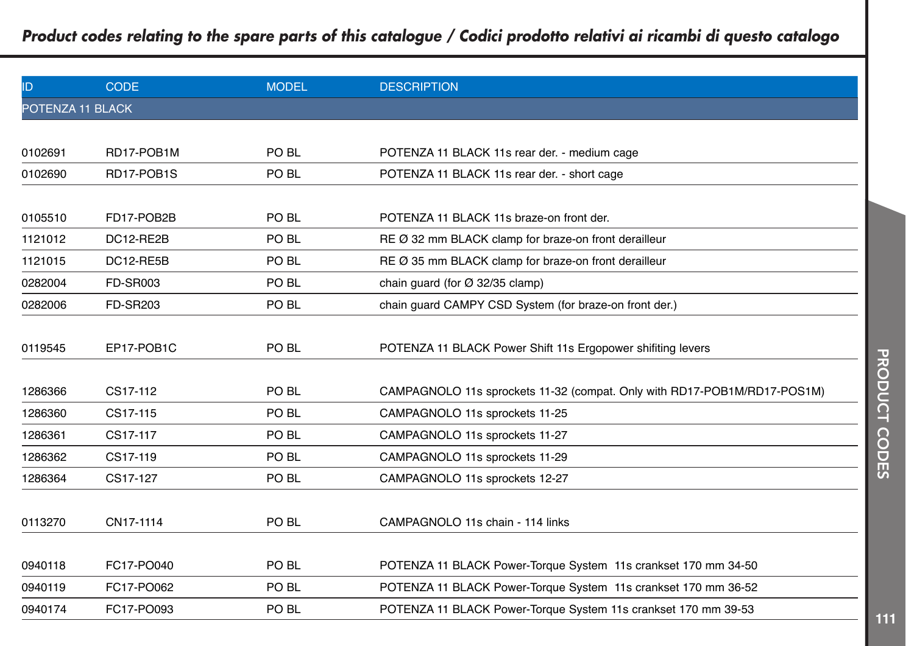## *Product codes relating to the spare parts of this catalogue / Codici prodotto relativi ai ricambi di questo catalogo*

| ID | CODE | MODEL | DESCRIPTION |
|---|---|---|---|
| POTENZA 11 BLACK | | | |
| 0102691 | RD17-POB1M | PO BL | POTENZA 11 BLACK 11s rear der. - medium cage |
| 0102690 | RD17-POB1S | PO BL | POTENZA 11 BLACK 11s rear der. - short cage |
| 0105510 | FD17-POB2B | PO BL | POTENZA 11 BLACK 11s braze-on front der. |
| 1121012 | DC12-RE2B | PO BL | RE Ø 32 mm BLACK clamp for braze-on front derailleur |
| 1121015 | DC12-RE5B | PO BL | RE Ø 35 mm BLACK clamp for braze-on front derailleur |
| 0282004 | FD-SR003 | PO BL | chain guard (for Ø 32/35 clamp) |
| 0282006 | FD-SR203 | PO BL | chain guard CAMPY CSD System (for braze-on front der.) |
| 0119545 | EP17-POB1C | PO BL | POTENZA 11 BLACK Power Shift 11s Ergopower shifiting levers |
| 1286366 | CS17-112 | PO BL | CAMPAGNOLO 11s sprockets 11-32 (compat. Only with RD17-POB1M/RD17-POS1M) |
| 1286360 | CS17-115 | PO BL | CAMPAGNOLO 11s sprockets 11-25 |
| 1286361 | CS17-117 | PO BL | CAMPAGNOLO 11s sprockets 11-27 |
| 1286362 | CS17-119 | PO BL | CAMPAGNOLO 11s sprockets 11-29 |
| 1286364 | CS17-127 | PO BL | CAMPAGNOLO 11s sprockets 12-27 |
| 0113270 | CN17-1114 | PO BL | CAMPAGNOLO 11s chain - 114 links |
| 0940118 | FC17-PO040 | PO BL | POTENZA 11 BLACK Power-Torque System 11s crankset 170 mm 34-50 |
| 0940119 | FC17-PO062 | PO BL | POTENZA 11 BLACK Power-Torque System 11s crankset 170 mm 36-52 |
| 0940174 | FC17-PO093 | PO BL | POTENZA 11 BLACK Power-Torque System 11s crankset 170 mm 39-53 |

PRODUCT CODES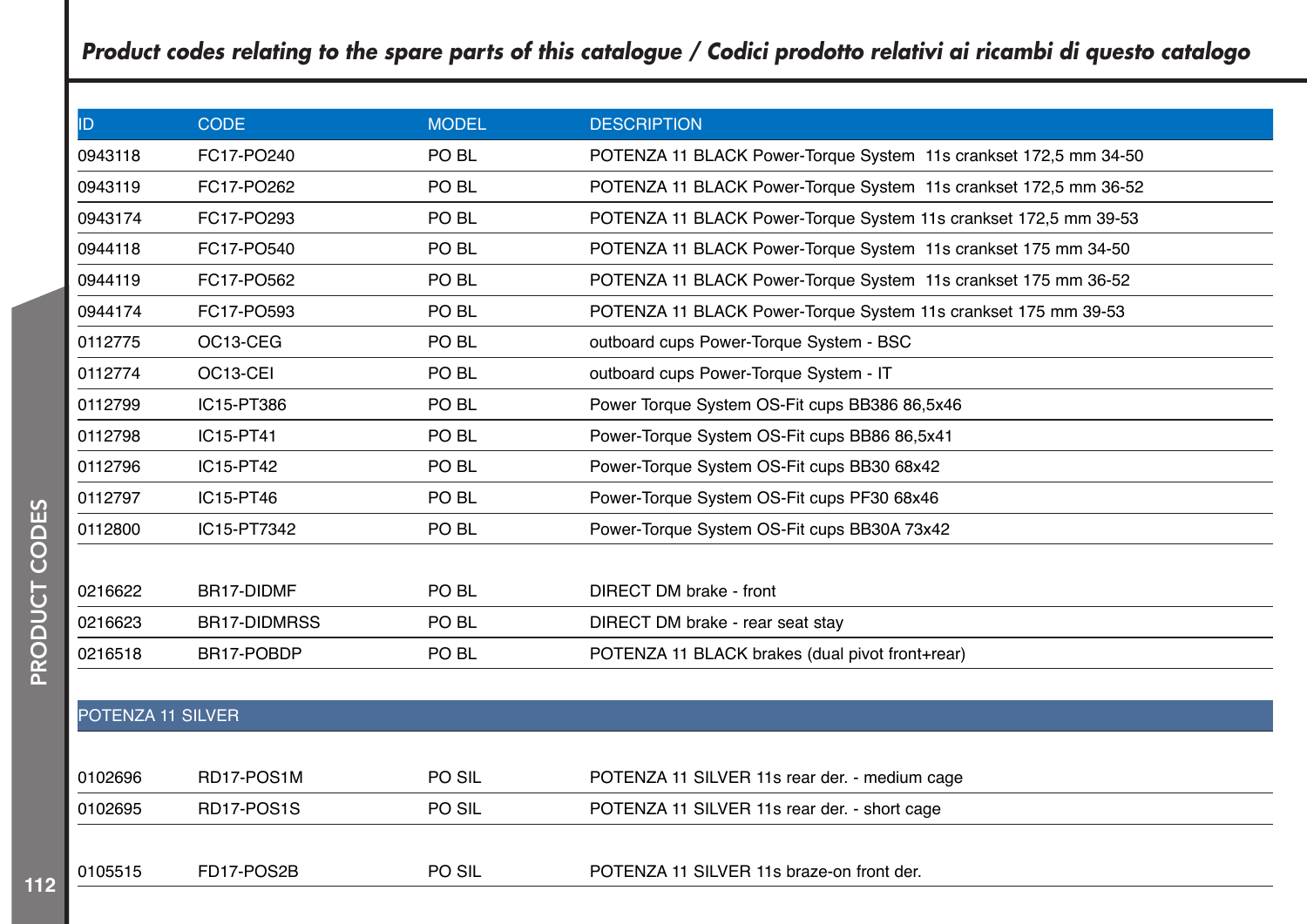## *Product codes relating to the spare parts of this catalogue / Codici prodotto relativi ai ricambi di questo catalogo*

| ID | CODE | MODEL | DESCRIPTION |
|---|---|---|---|
| 0943118 | FC17-PO240 | PO BL | POTENZA 11 BLACK Power-Torque System 11s crankset 172,5 mm 34-50 |
| 0943119 | FC17-PO262 | PO BL | POTENZA 11 BLACK Power-Torque System 11s crankset 172,5 mm 36-52 |
| 0943174 | FC17-PO293 | PO BL | POTENZA 11 BLACK Power-Torque System 11s crankset 172,5 mm 39-53 |
| 0944118 | FC17-PO540 | PO BL | POTENZA 11 BLACK Power-Torque System 11s crankset 175 mm 34-50 |
| 0944119 | FC17-PO562 | PO BL | POTENZA 11 BLACK Power-Torque System 11s crankset 175 mm 36-52 |
| 0944174 | FC17-PO593 | PO BL | POTENZA 11 BLACK Power-Torque System 11s crankset 175 mm 39-53 |
| 0112775 | OC13-CEG | PO BL | outboard cups Power-Torque System - BSC |
| 0112774 | OC13-CEI | PO BL | outboard cups Power-Torque System - IT |
| 0112799 | IC15-PT386 | PO BL | Power Torque System OS-Fit cups BB386 86,5x46 |
| 0112798 | IC15-PT41 | PO BL | Power-Torque System OS-Fit cups BB86 86,5x41 |
| 0112796 | IC15-PT42 | PO BL | Power-Torque System OS-Fit cups BB30 68x42 |
| 0112797 | IC15-PT46 | PO BL | Power-Torque System OS-Fit cups PF30 68x46 |
| 0112800 | IC15-PT7342 | PO BL | Power-Torque System OS-Fit cups BB30A 73x42 |
| | | | |
| 0216622 | BR17-DIDMF | PO BL | DIRECT DM brake - front |
| 0216623 | BR17-DIDMRSS | PO BL | DIRECT DM brake - rear seat stay |
| 0216518 | BR17-POBDP | PO BL | POTENZA 11 BLACK brakes (dual pivot front+rear) |
| | | | |
| POTENZA 11 SILVER | | | |
| | | | |
| 0102696 | RD17-POS1M | PO SIL | POTENZA 11 SILVER 11s rear der. - medium cage |
| 0102695 | RD17-POS1S | PO SIL | POTENZA 11 SILVER 11s rear der. - short cage |
| | | | |
| 0105515 | FD17-POS2B | PO SIL | POTENZA 11 SILVER 11s braze-on front der. |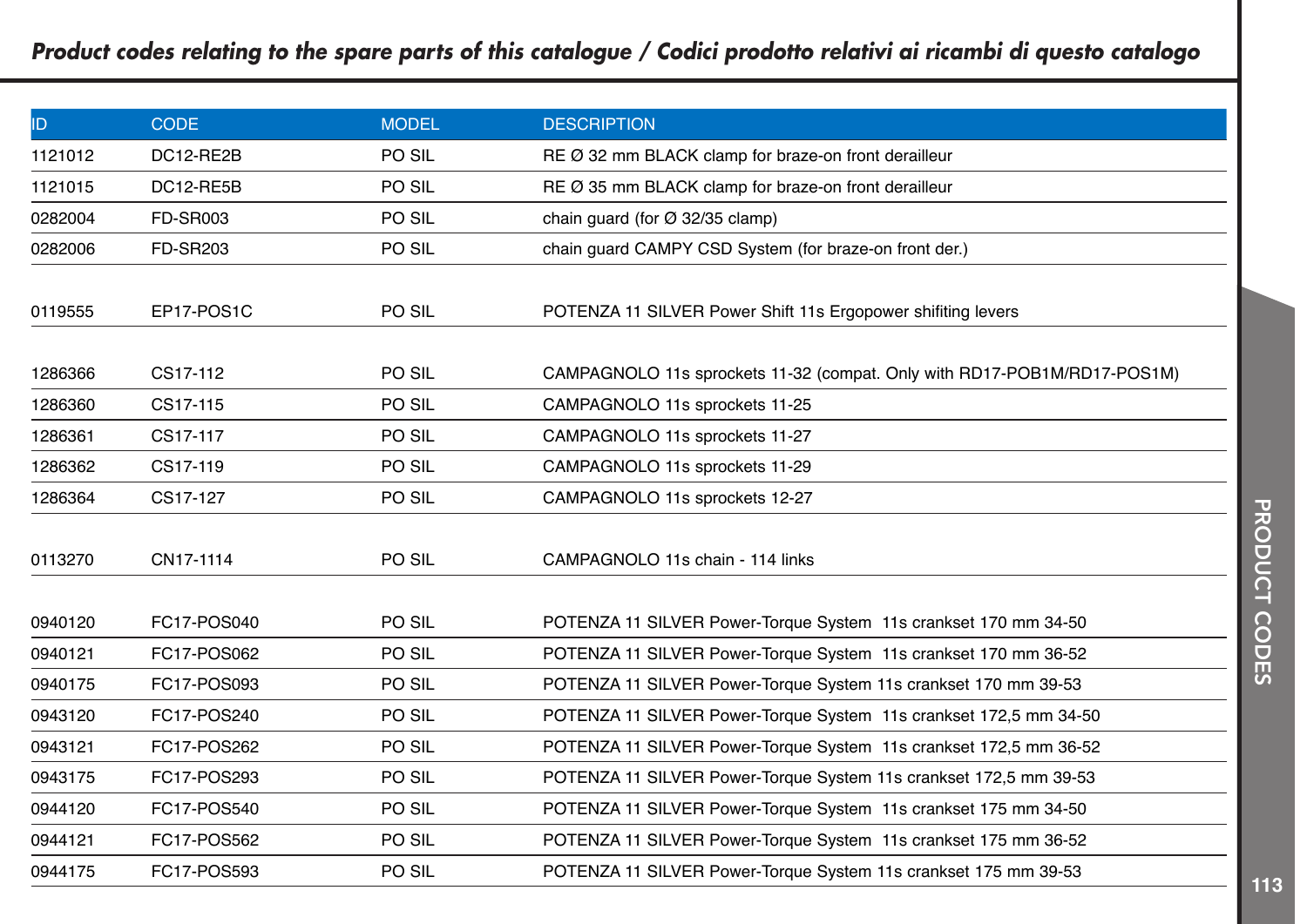## *Product codes relating to the spare parts of this catalogue / Codici prodotto relativi ai ricambi di questo catalogo*

| ID | CODE | MODEL | DESCRIPTION |
|---|---|---|---|
| 1121012 | DC12-RE2B | PO SIL | RE Ø 32 mm BLACK clamp for braze-on front derailleur |
| 1121015 | DC12-RE5B | PO SIL | RE Ø 35 mm BLACK clamp for braze-on front derailleur |
| 0282004 | FD-SR003 | PO SIL | chain guard (for Ø 32/35 clamp) |
| 0282006 | FD-SR203 | PO SIL | chain guard CAMPY CSD System (for braze-on front der.) |
| | | | |
| 0119555 | EP17-POS1C | PO SIL | POTENZA 11 SILVER Power Shift 11s Ergopower shifiting levers |
| | | | |
| 1286366 | CS17-112 | PO SIL | CAMPAGNOLO 11s sprockets 11-32 (compat. Only with RD17-POB1M/RD17-POS1M) |
| 1286360 | CS17-115 | PO SIL | CAMPAGNOLO 11s sprockets 11-25 |
| 1286361 | CS17-117 | PO SIL | CAMPAGNOLO 11s sprockets 11-27 |
| 1286362 | CS17-119 | PO SIL | CAMPAGNOLO 11s sprockets 11-29 |
| 1286364 | CS17-127 | PO SIL | CAMPAGNOLO 11s sprockets 12-27 |
| | | | |
| 0113270 | CN17-1114 | PO SIL | CAMPAGNOLO 11s chain - 114 links |
| | | | |
| 0940120 | FC17-POS040 | PO SIL | POTENZA 11 SILVER Power-Torque System 11s crankset 170 mm 34-50 |
| 0940121 | FC17-POS062 | PO SIL | POTENZA 11 SILVER Power-Torque System 11s crankset 170 mm 36-52 |
| 0940175 | FC17-POS093 | PO SIL | POTENZA 11 SILVER Power-Torque System 11s crankset 170 mm 39-53 |
| 0943120 | FC17-POS240 | PO SIL | POTENZA 11 SILVER Power-Torque System 11s crankset 172,5 mm 34-50 |
| 0943121 | FC17-POS262 | PO SIL | POTENZA 11 SILVER Power-Torque System 11s crankset 172,5 mm 36-52 |
| 0943175 | FC17-POS293 | PO SIL | POTENZA 11 SILVER Power-Torque System 11s crankset 172,5 mm 39-53 |
| 0944120 | FC17-POS540 | PO SIL | POTENZA 11 SILVER Power-Torque System 11s crankset 175 mm 34-50 |
| 0944121 | FC17-POS562 | PO SIL | POTENZA 11 SILVER Power-Torque System 11s crankset 175 mm 36-52 |
| 0944175 | FC17-POS593 | PO SIL | POTENZA 11 SILVER Power-Torque System 11s crankset 175 mm 39-53 |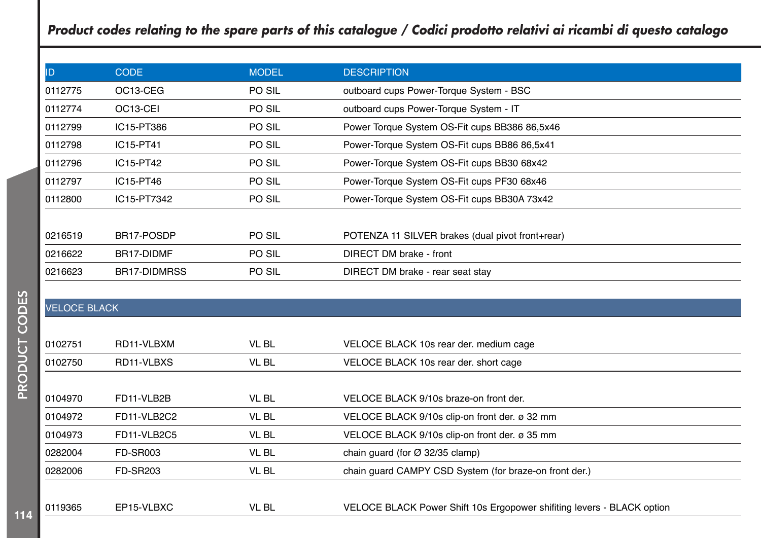## *Product codes relating to the spare parts of this catalogue / Codici prodotto relativi ai ricambi di questo catalogo*

| ID | CODE | MODEL | DESCRIPTION |
|---|---|---|---|
| 0112775 | OC13-CEG | PO SIL | outboard cups Power-Torque System - BSC |
| 0112774 | OC13-CEI | PO SIL | outboard cups Power-Torque System - IT |
| 0112799 | IC15-PT386 | PO SIL | Power Torque System OS-Fit cups BB386 86,5x46 |
| 0112798 | IC15-PT41 | PO SIL | Power-Torque System OS-Fit cups BB86 86,5x41 |
| 0112796 | IC15-PT42 | PO SIL | Power-Torque System OS-Fit cups BB30 68x42 |
| 0112797 | IC15-PT46 | PO SIL | Power-Torque System OS-Fit cups PF30 68x46 |
| 0112800 | IC15-PT7342 | PO SIL | Power-Torque System OS-Fit cups BB30A 73x42 |
| | | | |
| 0216519 | BR17-POSDP | PO SIL | POTENZA 11 SILVER brakes (dual pivot front+rear) |
| 0216622 | BR17-DIDMF | PO SIL | DIRECT DM brake - front |
| 0216623 | BR17-DIDMRSS | PO SIL | DIRECT DM brake - rear seat stay |
| | | | |
| VELOCE BLACK | | | |
| | | | |
| 0102751 | RD11-VLBXM | VL BL | VELOCE BLACK 10s rear der. medium cage |
| 0102750 | RD11-VLBXS | VL BL | VELOCE BLACK 10s rear der. short cage |
| | | | |
| 0104970 | FD11-VLB2B | VL BL | VELOCE BLACK 9/10s braze-on front der. |
| 0104972 | FD11-VLB2C2 | VL BL | VELOCE BLACK 9/10s clip-on front der. ø 32 mm |
| 0104973 | FD11-VLB2C5 | VL BL | VELOCE BLACK 9/10s clip-on front der. ø 35 mm |
| 0282004 | FD-SR003 | VL BL | chain guard (for Ø 32/35 clamp) |
| 0282006 | FD-SR203 | VL BL | chain guard CAMPY CSD System (for braze-on front der.) |
| | | | |
| 0119365 | EP15-VLBXC | VL BL | VELOCE BLACK Power Shift 10s Ergopower shifiting levers - BLACK option |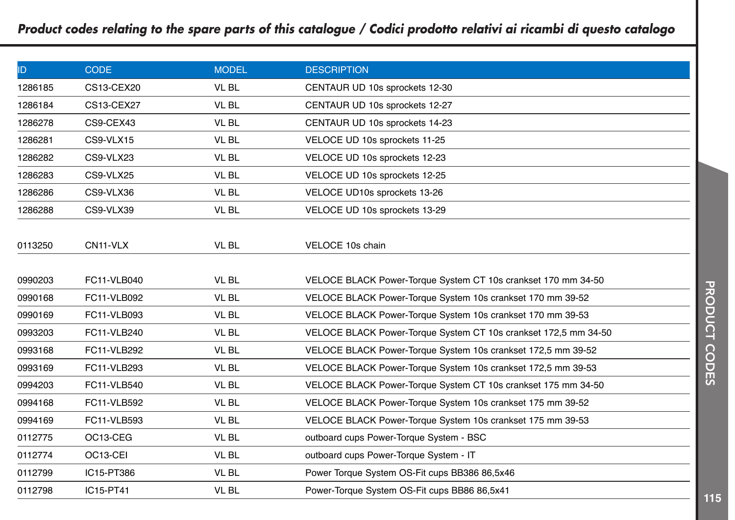## *Product codes relating to the spare parts of this catalogue / Codici prodotto relativi ai ricambi di questo catalogo*

| ID | CODE | MODEL | DESCRIPTION |
|---|---|---|---|
| 1286185 | CS13-CEX20 | VL BL | CENTAUR UD 10s sprockets 12-30 |
| 1286184 | CS13-CEX27 | VL BL | CENTAUR UD 10s sprockets 12-27 |
| 1286278 | CS9-CEX43 | VL BL | CENTAUR UD 10s sprockets 14-23 |
| 1286281 | CS9-VLX15 | VL BL | VELOCE UD 10s sprockets 11-25 |
| 1286282 | CS9-VLX23 | VL BL | VELOCE UD 10s sprockets 12-23 |
| 1286283 | CS9-VLX25 | VL BL | VELOCE UD 10s sprockets 12-25 |
| 1286286 | CS9-VLX36 | VL BL | VELOCE UD10s sprockets 13-26 |
| 1286288 | CS9-VLX39 | VL BL | VELOCE UD 10s sprockets 13-29 |
| | | | |
| 0113250 | CN11-VLX | VL BL | VELOCE 10s chain |
| | | | |
| 0990203 | FC11-VLB040 | VL BL | VELOCE BLACK Power-Torque System CT 10s crankset 170 mm 34-50 |
| 0990168 | FC11-VLB092 | VL BL | VELOCE BLACK Power-Torque System 10s crankset 170 mm 39-52 |
| 0990169 | FC11-VLB093 | VL BL | VELOCE BLACK Power-Torque System 10s crankset 170 mm 39-53 |
| 0993203 | FC11-VLB240 | VL BL | VELOCE BLACK Power-Torque System CT 10s crankset 172,5 mm 34-50 |
| 0993168 | FC11-VLB292 | VL BL | VELOCE BLACK Power-Torque System 10s crankset 172,5 mm 39-52 |
| 0993169 | FC11-VLB293 | VL BL | VELOCE BLACK Power-Torque System 10s crankset 172,5 mm 39-53 |
| 0994203 | FC11-VLB540 | VL BL | VELOCE BLACK Power-Torque System CT 10s crankset 175 mm 34-50 |
| 0994168 | FC11-VLB592 | VL BL | VELOCE BLACK Power-Torque System 10s crankset 175 mm 39-52 |
| 0994169 | FC11-VLB593 | VL BL | VELOCE BLACK Power-Torque System 10s crankset 175 mm 39-53 |
| 0112775 | OC13-CEG | VL BL | outboard cups Power-Torque System - BSC |
| 0112774 | OC13-CEI | VL BL | outboard cups Power-Torque System - IT |
| 0112799 | IC15-PT386 | VL BL | Power Torque System OS-Fit cups BB386 86,5x46 |
| 0112798 | IC15-PT41 | VL BL | Power-Torque System OS-Fit cups BB86 86,5x41 |

PRODUCT CODES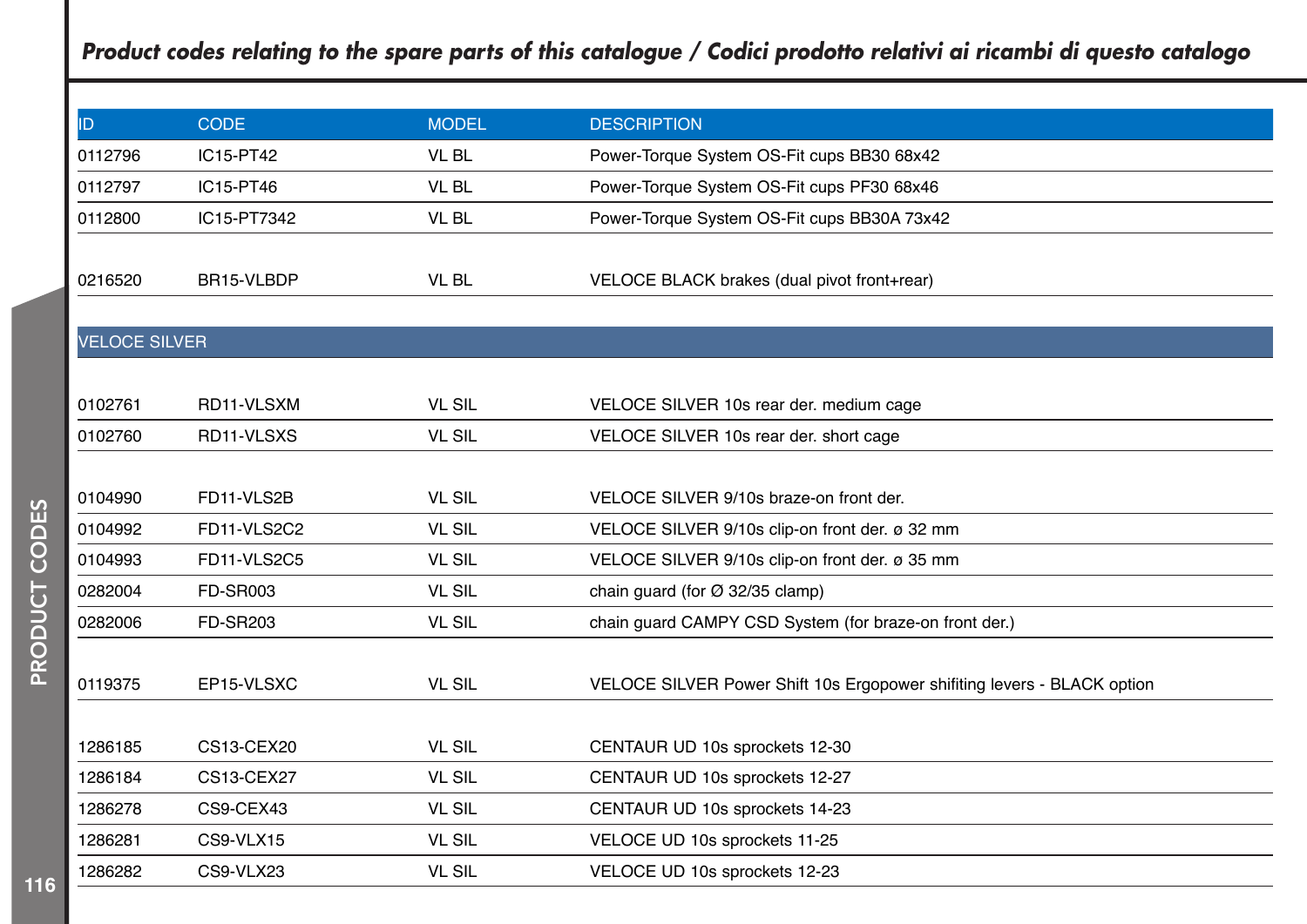## *Product codes relating to the spare parts of this catalogue / Codici prodotto relativi ai ricambi di questo catalogo*

| ID | CODE | MODEL | DESCRIPTION |
|---|---|---|---|
| 0112796 | IC15-PT42 | VL BL | Power-Torque System OS-Fit cups BB30 68x42 |
| 0112797 | IC15-PT46 | VL BL | Power-Torque System OS-Fit cups PF30 68x46 |
| 0112800 | IC15-PT7342 | VL BL | Power-Torque System OS-Fit cups BB30A 73x42 |
| | | | |
| 0216520 | BR15-VLBDP | VL BL | VELOCE BLACK brakes (dual pivot front+rear) |
| | | | |
| VELOCE SILVER | | | |
| | | | |
| 0102761 | RD11-VLSXM | VL SIL | VELOCE SILVER 10s rear der. medium cage |
| 0102760 | RD11-VLSXS | VL SIL | VELOCE SILVER 10s rear der. short cage |
| | | | |
| 0104990 | FD11-VLS2B | VL SIL | VELOCE SILVER 9/10s braze-on front der. |
| 0104992 | FD11-VLS2C2 | VL SIL | VELOCE SILVER 9/10s clip-on front der. ø 32 mm |
| 0104993 | FD11-VLS2C5 | VL SIL | VELOCE SILVER 9/10s clip-on front der. ø 35 mm |
| 0282004 | FD-SR003 | VL SIL | chain guard (for Ø 32/35 clamp) |
| 0282006 | FD-SR203 | VL SIL | chain guard CAMPY CSD System (for braze-on front der.) |
| | | | |
| 0119375 | EP15-VLSXC | VL SIL | VELOCE SILVER Power Shift 10s Ergopower shifiting levers - BLACK option |
| | | | |
| 1286185 | CS13-CEX20 | VL SIL | CENTAUR UD 10s sprockets 12-30 |
| 1286184 | CS13-CEX27 | VL SIL | CENTAUR UD 10s sprockets 12-27 |
| 1286278 | CS9-CEX43 | VL SIL | CENTAUR UD 10s sprockets 14-23 |
| 1286281 | CS9-VLX15 | VL SIL | VELOCE UD 10s sprockets 11-25 |
| 1286282 | CS9-VLX23 | VL SIL | VELOCE UD 10s sprockets 12-23 |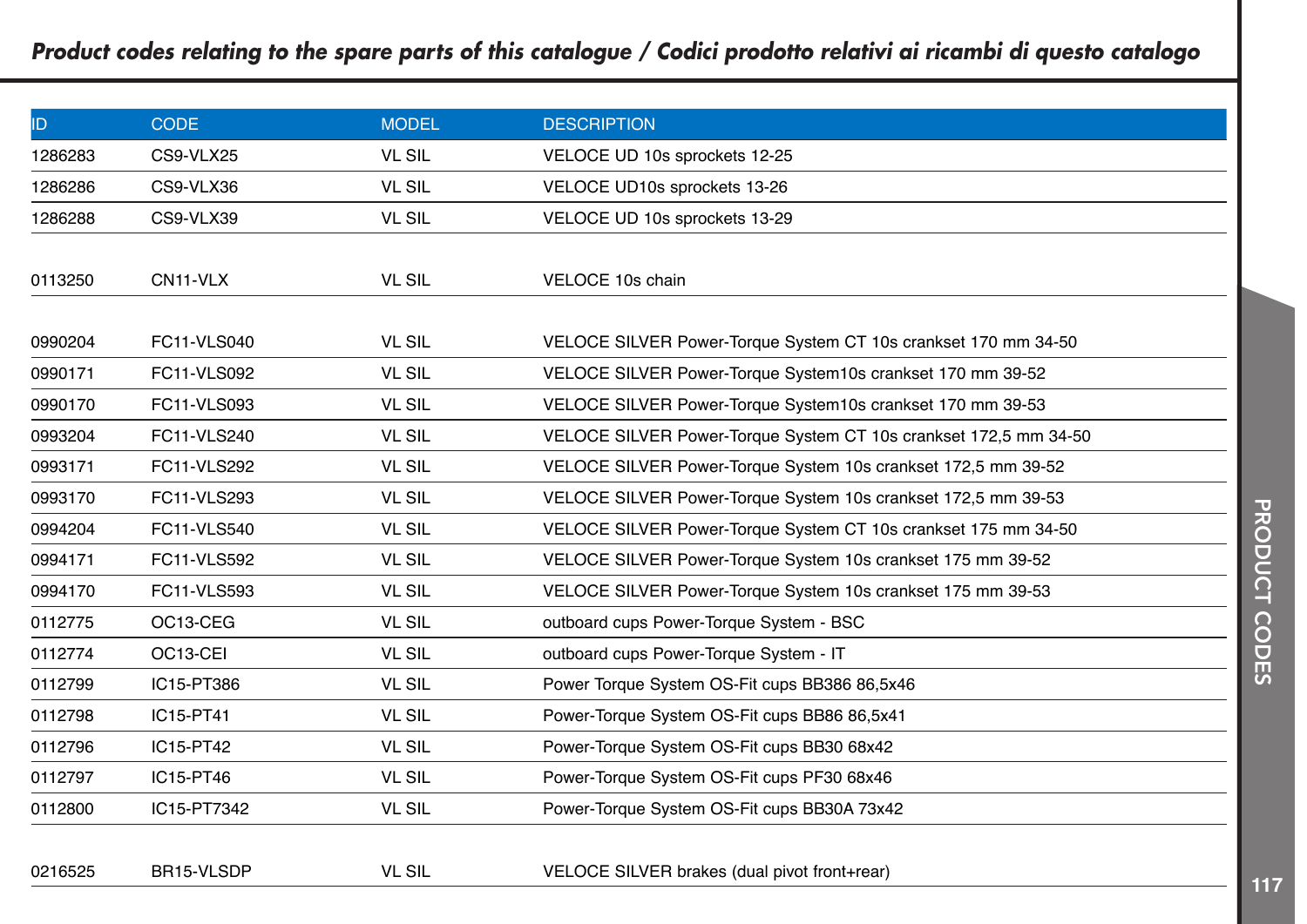## *Product codes relating to the spare parts of this catalogue / Codici prodotto relativi ai ricambi di questo catalogo*

| ID | CODE | MODEL | DESCRIPTION |
|---|---|---|---|
| 1286283 | CS9-VLX25 | VL SIL | VELOCE UD 10s sprockets 12-25 |
| 1286286 | CS9-VLX36 | VL SIL | VELOCE UD10s sprockets 13-26 |
| 1286288 | CS9-VLX39 | VL SIL | VELOCE UD 10s sprockets 13-29 |
| | | | |
| 0113250 | CN11-VLX | VL SIL | VELOCE 10s chain |
| | | | |
| 0990204 | FC11-VLS040 | VL SIL | VELOCE SILVER Power-Torque System CT 10s crankset 170 mm 34-50 |
| 0990171 | FC11-VLS092 | VL SIL | VELOCE SILVER Power-Torque System10s crankset 170 mm 39-52 |
| 0990170 | FC11-VLS093 | VL SIL | VELOCE SILVER Power-Torque System10s crankset 170 mm 39-53 |
| 0993204 | FC11-VLS240 | VL SIL | VELOCE SILVER Power-Torque System CT 10s crankset 172,5 mm 34-50 |
| 0993171 | FC11-VLS292 | VL SIL | VELOCE SILVER Power-Torque System 10s crankset 172,5 mm 39-52 |
| 0993170 | FC11-VLS293 | VL SIL | VELOCE SILVER Power-Torque System 10s crankset 172,5 mm 39-53 |
| 0994204 | FC11-VLS540 | VL SIL | VELOCE SILVER Power-Torque System CT 10s crankset 175 mm 34-50 |
| 0994171 | FC11-VLS592 | VL SIL | VELOCE SILVER Power-Torque System 10s crankset 175 mm 39-52 |
| 0994170 | FC11-VLS593 | VL SIL | VELOCE SILVER Power-Torque System 10s crankset 175 mm 39-53 |
| 0112775 | OC13-CEG | VL SIL | outboard cups Power-Torque System - BSC |
| 0112774 | OC13-CEI | VL SIL | outboard cups Power-Torque System - IT |
| 0112799 | IC15-PT386 | VL SIL | Power Torque System OS-Fit cups BB386 86,5x46 |
| 0112798 | IC15-PT41 | VL SIL | Power-Torque System OS-Fit cups BB86 86,5x41 |
| 0112796 | IC15-PT42 | VL SIL | Power-Torque System OS-Fit cups BB30 68x42 |
| 0112797 | IC15-PT46 | VL SIL | Power-Torque System OS-Fit cups PF30 68x46 |
| 0112800 | IC15-PT7342 | VL SIL | Power-Torque System OS-Fit cups BB30A 73x42 |
| | | | |
| 0216525 | BR15-VLSDP | VL SIL | VELOCE SILVER brakes (dual pivot front+rear) |

PRODUCT CODES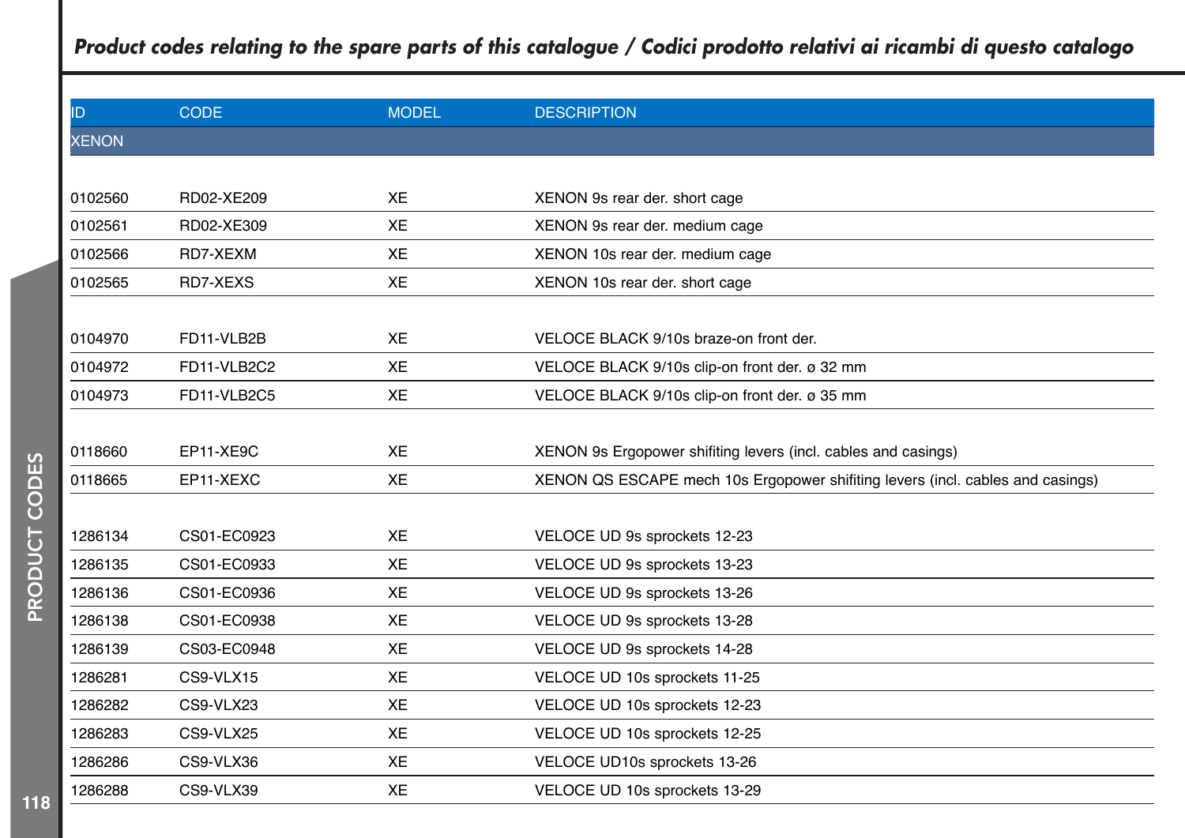## *Product codes relating to the spare parts of this catalogue / Codici prodotto relativi ai ricambi di questo catalogo*

| ID | CODE | MODEL | DESCRIPTION |
|---|---|---|---|
| XENON | | | |
| 0102560 | RD02-XE209 | XE | XENON 9s rear der. short cage |
| 0102561 | RD02-XE309 | XE | XENON 9s rear der. medium cage |
| 0102566 | RD7-XEXM | XE | XENON 10s rear der. medium cage |
| 0102565 | RD7-XEXS | XE | XENON 10s rear der. short cage |
| 0104970 | FD11-VLB2B | XE | VELOCE BLACK 9/10s braze-on front der. |
| 0104972 | FD11-VLB2C2 | XE | VELOCE BLACK 9/10s clip-on front der. ø 32 mm |
| 0104973 | FD11-VLB2C5 | XE | VELOCE BLACK 9/10s clip-on front der. ø 35 mm |
| 0118660 | EP11-XE9C | XE | XENON 9s Ergopower shifiting levers (incl. cables and casings) |
| 0118665 | EP11-XEXC | XE | XENON QS ESCAPE mech 10s Ergopower shifiting levers (incl. cables and casings) |
| 1286134 | CS01-EC0923 | XE | VELOCE UD 9s sprockets 12-23 |
| 1286135 | CS01-EC0933 | XE | VELOCE UD 9s sprockets 13-23 |
| 1286136 | CS01-EC0936 | XE | VELOCE UD 9s sprockets 13-26 |
| 1286138 | CS01-EC0938 | XE | VELOCE UD 9s sprockets 13-28 |
| 1286139 | CS03-EC0948 | XE | VELOCE UD 9s sprockets 14-28 |
| 1286281 | CS9-VLX15 | XE | VELOCE UD 10s sprockets 11-25 |
| 1286282 | CS9-VLX23 | XE | VELOCE UD 10s sprockets 12-23 |
| 1286283 | CS9-VLX25 | XE | VELOCE UD 10s sprockets 12-25 |
| 1286286 | CS9-VLX36 | XE | VELOCE UD10s sprockets 13-26 |
| 1286288 | CS9-VLX39 | XE | VELOCE UD 10s sprockets 13-29 |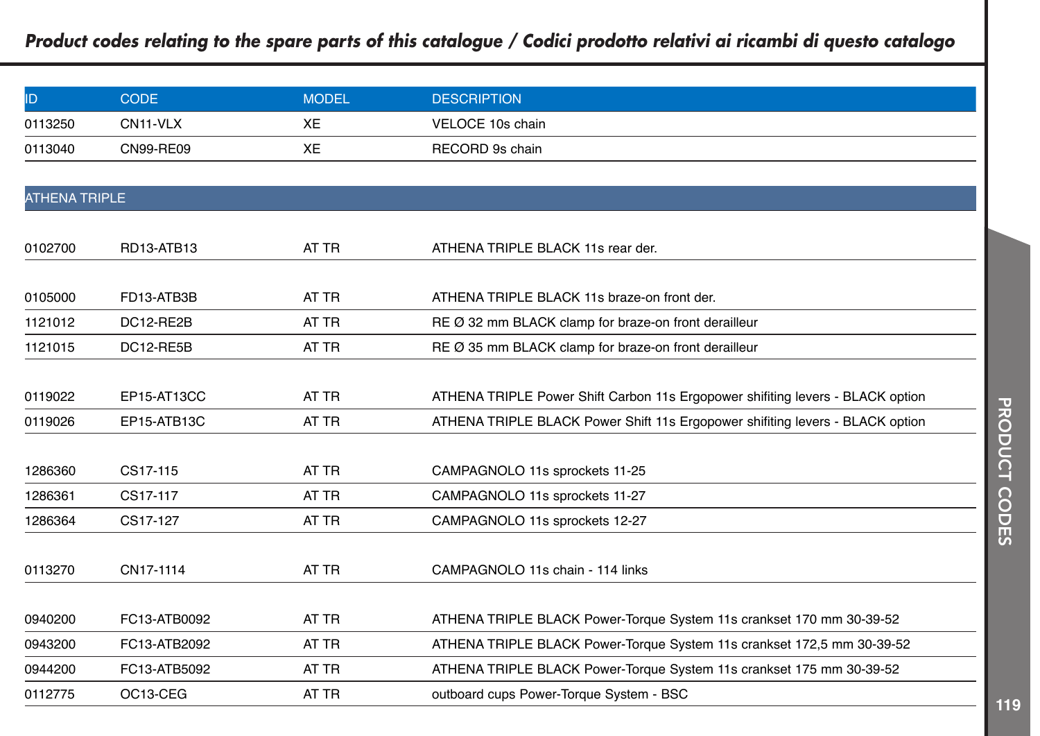## *Product codes relating to the spare parts of this catalogue / Codici prodotto relativi ai ricambi di questo catalogo*

| ID | CODE | MODEL | DESCRIPTION |
|---|---|---|---|
| 0113250 | CN11-VLX | XE | VELOCE 10s chain |
| 0113040 | CN99-RE09 | XE | RECORD 9s chain |
| **ATHENA TRIPLE** | | | |
| 0102700 | RD13-ATB13 | AT TR | ATHENA TRIPLE BLACK 11s rear der. |
| 0105000 | FD13-ATB3B | AT TR | ATHENA TRIPLE BLACK 11s braze-on front der. |
| 1121012 | DC12-RE2B | AT TR | RE Ø 32 mm BLACK clamp for braze-on front derailleur |
| 1121015 | DC12-RE5B | AT TR | RE Ø 35 mm BLACK clamp for braze-on front derailleur |
| 0119022 | EP15-AT13CC | AT TR | ATHENA TRIPLE Power Shift Carbon 11s Ergopower shifiting levers - BLACK option |
| 0119026 | EP15-ATB13C | AT TR | ATHENA TRIPLE BLACK Power Shift 11s Ergopower shifiting levers - BLACK option |
| 1286360 | CS17-115 | AT TR | CAMPAGNOLO 11s sprockets 11-25 |
| 1286361 | CS17-117 | AT TR | CAMPAGNOLO 11s sprockets 11-27 |
| 1286364 | CS17-127 | AT TR | CAMPAGNOLO 11s sprockets 12-27 |
| 0113270 | CN17-1114 | AT TR | CAMPAGNOLO 11s chain - 114 links |
| 0940200 | FC13-ATB0092 | AT TR | ATHENA TRIPLE BLACK Power-Torque System 11s crankset 170 mm 30-39-52 |
| 0943200 | FC13-ATB2092 | AT TR | ATHENA TRIPLE BLACK Power-Torque System 11s crankset 172,5 mm 30-39-52 |
| 0944200 | FC13-ATB5092 | AT TR | ATHENA TRIPLE BLACK Power-Torque System 11s crankset 175 mm 30-39-52 |
| 0112775 | OC13-CEG | AT TR | outboard cups Power-Torque System - BSC |

PRODUCT CODES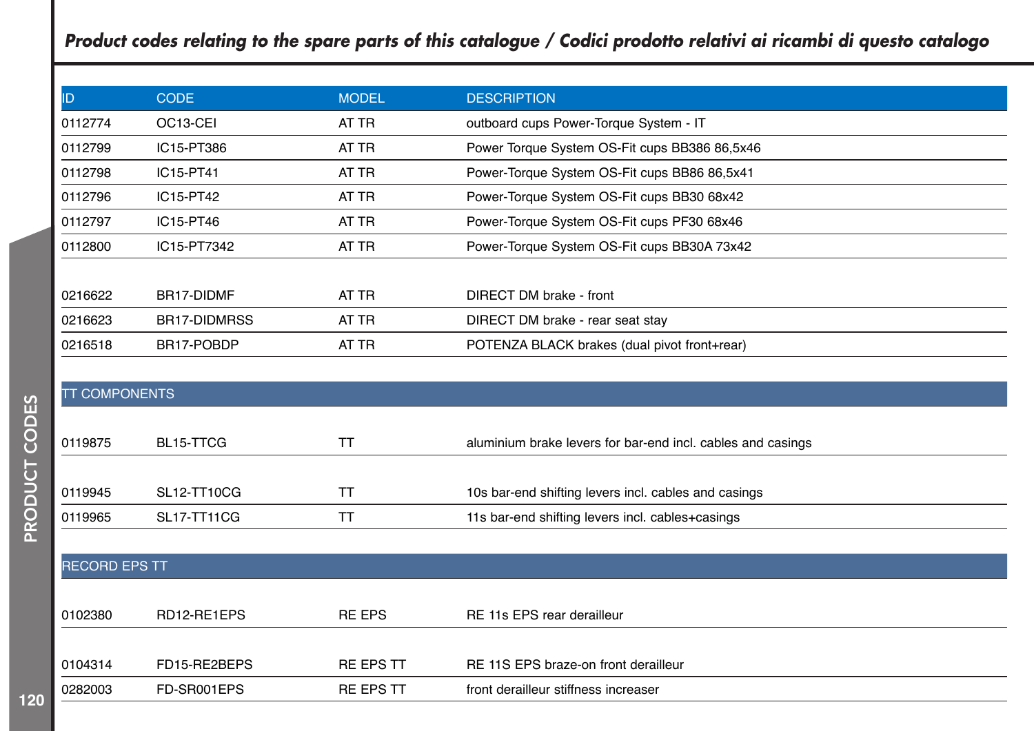## *Product codes relating to the spare parts of this catalogue / Codici prodotto relativi ai ricambi di questo catalogo*

| ID | CODE | MODEL | DESCRIPTION |
|---|---|---|---|
| 0112774 | OC13-CEI | AT TR | outboard cups Power-Torque System - IT |
| 0112799 | IC15-PT386 | AT TR | Power Torque System OS-Fit cups BB386 86,5x46 |
| 0112798 | IC15-PT41 | AT TR | Power-Torque System OS-Fit cups BB86 86,5x41 |
| 0112796 | IC15-PT42 | AT TR | Power-Torque System OS-Fit cups BB30 68x42 |
| 0112797 | IC15-PT46 | AT TR | Power-Torque System OS-Fit cups PF30 68x46 |
| 0112800 | IC15-PT7342 | AT TR | Power-Torque System OS-Fit cups BB30A 73x42 |
| | | | |
| 0216622 | BR17-DIDMF | AT TR | DIRECT DM brake - front |
| 0216623 | BR17-DIDMRSS | AT TR | DIRECT DM brake - rear seat stay |
| 0216518 | BR17-POBDP | AT TR | POTENZA BLACK brakes (dual pivot front+rear) |
| **TT COMPONENTS** | | | |
| 0119875 | BL15-TTCG | TT | aluminium brake levers for bar-end incl. cables and casings |
| | | | |
| 0119945 | SL12-TT10CG | TT | 10s bar-end shifting levers incl. cables and casings |
| 0119965 | SL17-TT11CG | TT | 11s bar-end shifting levers incl. cables+casings |
| **RECORD EPS TT** | | | |
| 0102380 | RD12-RE1EPS | RE EPS | RE 11s EPS rear derailleur |
| | | | |
| 0104314 | FD15-RE2BEPS | RE EPS TT | RE 11S EPS braze-on front derailleur |
| 0282003 | FD-SR001EPS | RE EPS TT | front derailleur stiffness increaser |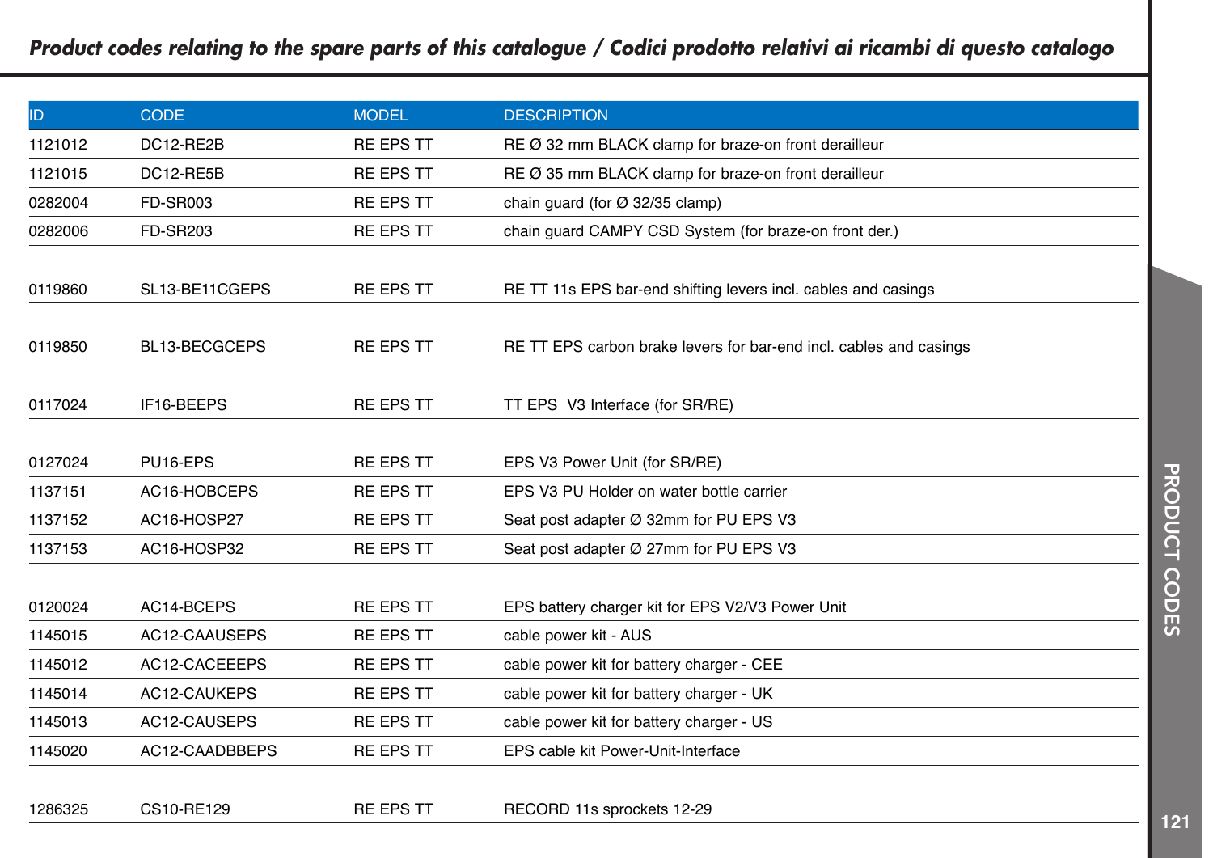## *Product codes relating to the spare parts of this catalogue / Codici prodotto relativi ai ricambi di questo catalogo*

| ID | CODE | MODEL | DESCRIPTION |
|---|---|---|---|
| 1121012 | DC12-RE2B | RE EPS TT | RE Ø 32 mm BLACK clamp for braze-on front derailleur |
| 1121015 | DC12-RE5B | RE EPS TT | RE Ø 35 mm BLACK clamp for braze-on front derailleur |
| 0282004 | FD-SR003 | RE EPS TT | chain guard (for Ø 32/35 clamp) |
| 0282006 | FD-SR203 | RE EPS TT | chain guard CAMPY CSD System (for braze-on front der.) |
| | | | |
| 0119860 | SL13-BE11CGEPS | RE EPS TT | RE TT 11s EPS bar-end shifting levers incl. cables and casings |
| | | | |
| 0119850 | BL13-BECGCEPS | RE EPS TT | RE TT EPS carbon brake levers for bar-end incl. cables and casings |
| | | | |
| 0117024 | IF16-BEEPS | RE EPS TT | TT EPS V3 Interface (for SR/RE) |
| | | | |
| 0127024 | PU16-EPS | RE EPS TT | EPS V3 Power Unit (for SR/RE) |
| 1137151 | AC16-HOBCEPS | RE EPS TT | EPS V3 PU Holder on water bottle carrier |
| 1137152 | AC16-HOSP27 | RE EPS TT | Seat post adapter Ø 32mm for PU EPS V3 |
| 1137153 | AC16-HOSP32 | RE EPS TT | Seat post adapter Ø 27mm for PU EPS V3 |
| | | | |
| 0120024 | AC14-BCEPS | RE EPS TT | EPS battery charger kit for EPS V2/V3 Power Unit |
| 1145015 | AC12-CAAUSEPS | RE EPS TT | cable power kit - AUS |
| 1145012 | AC12-CACEEEPS | RE EPS TT | cable power kit for battery charger - CEE |
| 1145014 | AC12-CAUKEPS | RE EPS TT | cable power kit for battery charger - UK |
| 1145013 | AC12-CAUSEPS | RE EPS TT | cable power kit for battery charger - US |
| 1145020 | AC12-CAADBBEPS | RE EPS TT | EPS cable kit Power-Unit-Interface |
| | | | |
| 1286325 | CS10-RE129 | RE EPS TT | RECORD 11s sprockets 12-29 |

PRODUCT CODES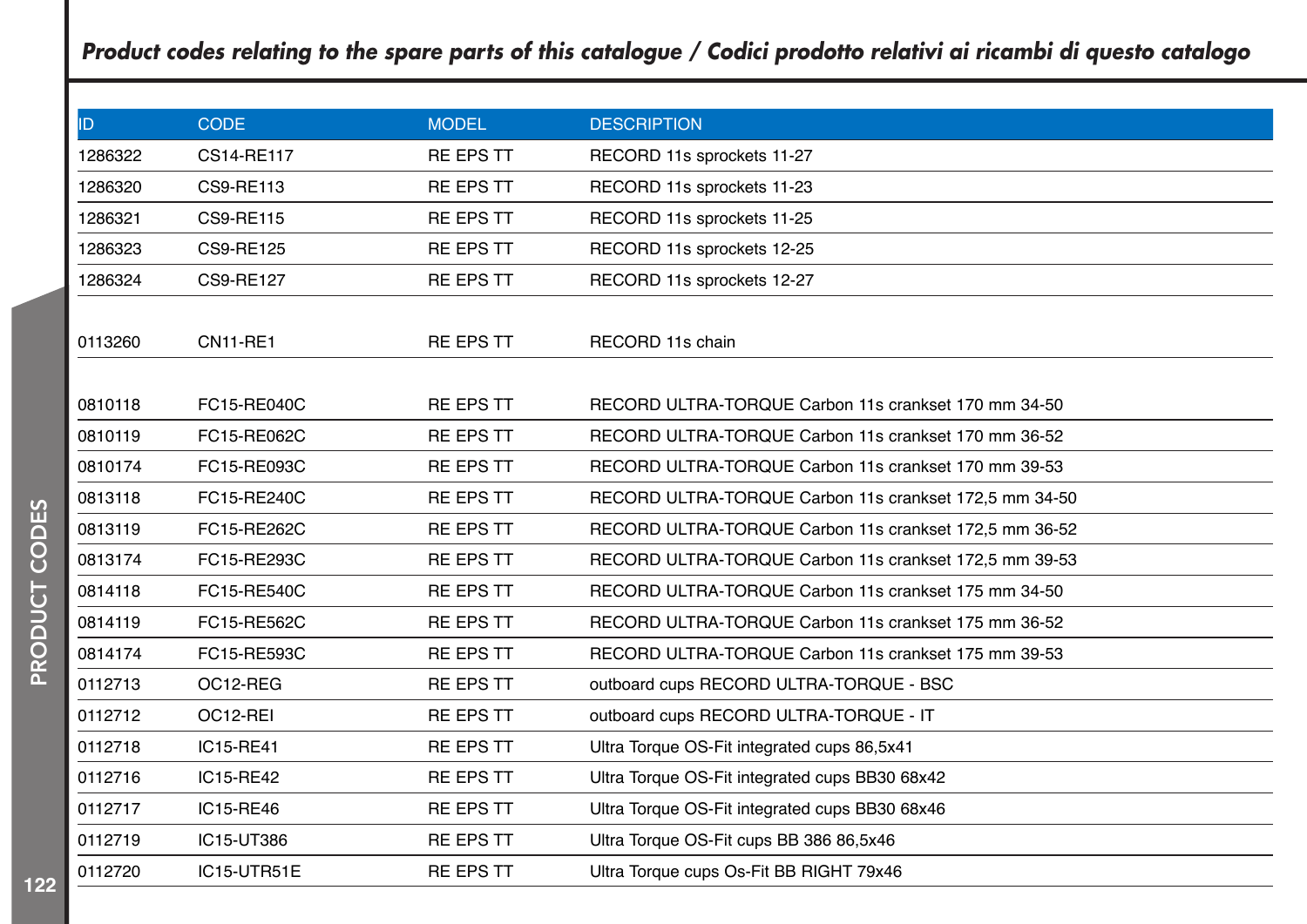## *Product codes relating to the spare parts of this catalogue / Codici prodotto relativi ai ricambi di questo catalogo*

| ID | CODE | MODEL | DESCRIPTION |
|---|---|---|---|
| 1286322 | CS14-RE117 | RE EPS TT | RECORD 11s sprockets 11-27 |
| 1286320 | CS9-RE113 | RE EPS TT | RECORD 11s sprockets 11-23 |
| 1286321 | CS9-RE115 | RE EPS TT | RECORD 11s sprockets 11-25 |
| 1286323 | CS9-RE125 | RE EPS TT | RECORD 11s sprockets 12-25 |
| 1286324 | CS9-RE127 | RE EPS TT | RECORD 11s sprockets 12-27 |
| | | | |
| 0113260 | CN11-RE1 | RE EPS TT | RECORD 11s chain |
| | | | |
| 0810118 | FC15-RE040C | RE EPS TT | RECORD ULTRA-TORQUE Carbon 11s crankset 170 mm 34-50 |
| 0810119 | FC15-RE062C | RE EPS TT | RECORD ULTRA-TORQUE Carbon 11s crankset 170 mm 36-52 |
| 0810174 | FC15-RE093C | RE EPS TT | RECORD ULTRA-TORQUE Carbon 11s crankset 170 mm 39-53 |
| 0813118 | FC15-RE240C | RE EPS TT | RECORD ULTRA-TORQUE Carbon 11s crankset 172,5 mm 34-50 |
| 0813119 | FC15-RE262C | RE EPS TT | RECORD ULTRA-TORQUE Carbon 11s crankset 172,5 mm 36-52 |
| 0813174 | FC15-RE293C | RE EPS TT | RECORD ULTRA-TORQUE Carbon 11s crankset 172,5 mm 39-53 |
| 0814118 | FC15-RE540C | RE EPS TT | RECORD ULTRA-TORQUE Carbon 11s crankset 175 mm 34-50 |
| 0814119 | FC15-RE562C | RE EPS TT | RECORD ULTRA-TORQUE Carbon 11s crankset 175 mm 36-52 |
| 0814174 | FC15-RE593C | RE EPS TT | RECORD ULTRA-TORQUE Carbon 11s crankset 175 mm 39-53 |
| 0112713 | OC12-REG | RE EPS TT | outboard cups RECORD ULTRA-TORQUE - BSC |
| 0112712 | OC12-REI | RE EPS TT | outboard cups RECORD ULTRA-TORQUE - IT |
| 0112718 | IC15-RE41 | RE EPS TT | Ultra Torque OS-Fit integrated cups 86,5x41 |
| 0112716 | IC15-RE42 | RE EPS TT | Ultra Torque OS-Fit integrated cups BB30 68x42 |
| 0112717 | IC15-RE46 | RE EPS TT | Ultra Torque OS-Fit integrated cups BB30 68x46 |
| 0112719 | IC15-UT386 | RE EPS TT | Ultra Torque OS-Fit cups BB 386 86,5x46 |
| 0112720 | IC15-UTR51E | RE EPS TT | Ultra Torque cups Os-Fit BB RIGHT 79x46 |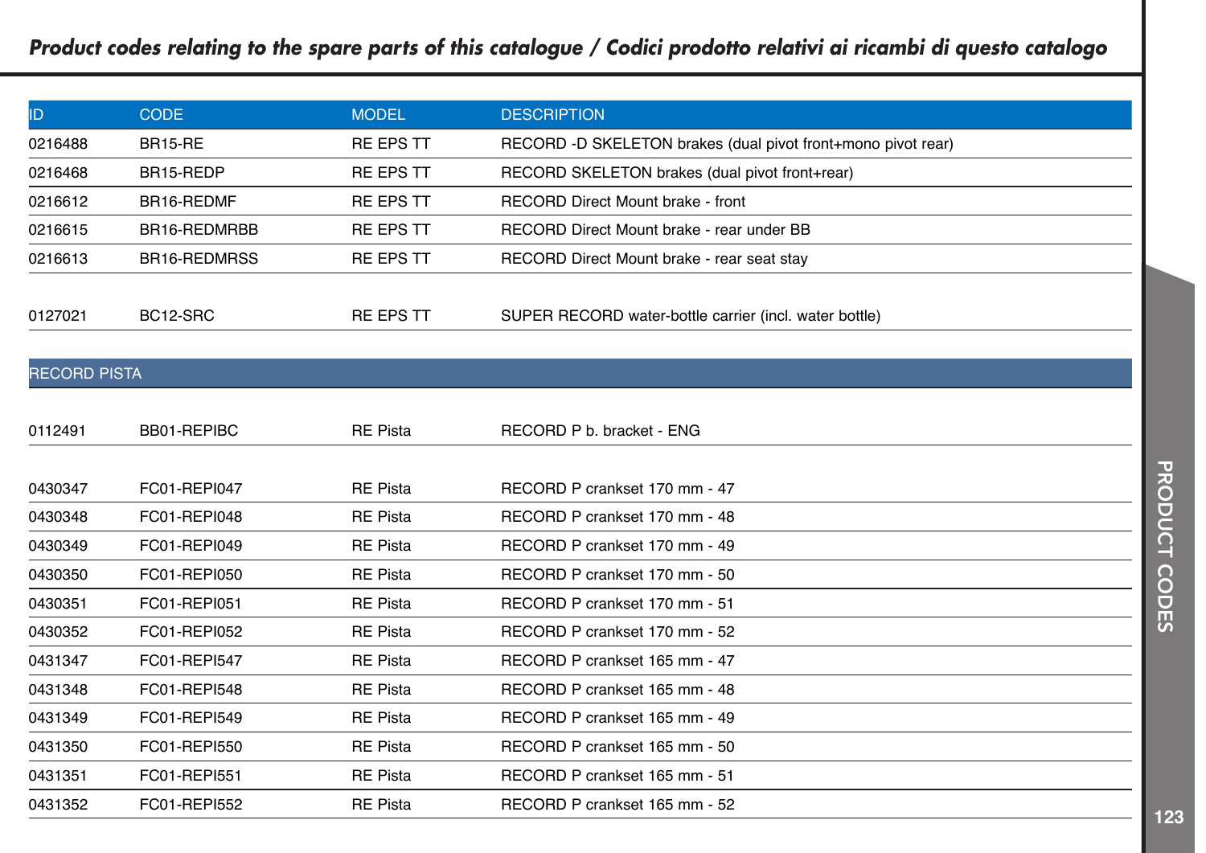## *Product codes relating to the spare parts of this catalogue / Codici prodotto relativi ai ricambi di questo catalogo*

| ID | CODE | MODEL | DESCRIPTION |
|---|---|---|---|
| 0216488 | BR15-RE | RE EPS TT | RECORD -D SKELETON brakes (dual pivot front+mono pivot rear) |
| 0216468 | BR15-REDP | RE EPS TT | RECORD SKELETON brakes (dual pivot front+rear) |
| 0216612 | BR16-REDMF | RE EPS TT | RECORD Direct Mount brake - front |
| 0216615 | BR16-REDMRBB | RE EPS TT | RECORD Direct Mount brake - rear under BB |
| 0216613 | BR16-REDMRSS | RE EPS TT | RECORD Direct Mount brake - rear seat stay |
| | | | |
| 0127021 | BC12-SRC | RE EPS TT | SUPER RECORD water-bottle carrier (incl. water bottle) |
| **RECORD PISTA** | | | |
| 0112491 | BB01-REPIBC | RE Pista | RECORD P b. bracket - ENG |
| | | | |
| 0430347 | FC01-REPI047 | RE Pista | RECORD P crankset 170 mm - 47 |
| 0430348 | FC01-REPI048 | RE Pista | RECORD P crankset 170 mm - 48 |
| 0430349 | FC01-REPI049 | RE Pista | RECORD P crankset 170 mm - 49 |
| 0430350 | FC01-REPI050 | RE Pista | RECORD P crankset 170 mm - 50 |
| 0430351 | FC01-REPI051 | RE Pista | RECORD P crankset 170 mm - 51 |
| 0430352 | FC01-REPI052 | RE Pista | RECORD P crankset 170 mm - 52 |
| 0431347 | FC01-REPI547 | RE Pista | RECORD P crankset 165 mm - 47 |
| 0431348 | FC01-REPI548 | RE Pista | RECORD P crankset 165 mm - 48 |
| 0431349 | FC01-REPI549 | RE Pista | RECORD P crankset 165 mm - 49 |
| 0431350 | FC01-REPI550 | RE Pista | RECORD P crankset 165 mm - 50 |
| 0431351 | FC01-REPI551 | RE Pista | RECORD P crankset 165 mm - 51 |
| 0431352 | FC01-REPI552 | RE Pista | RECORD P crankset 165 mm - 52 |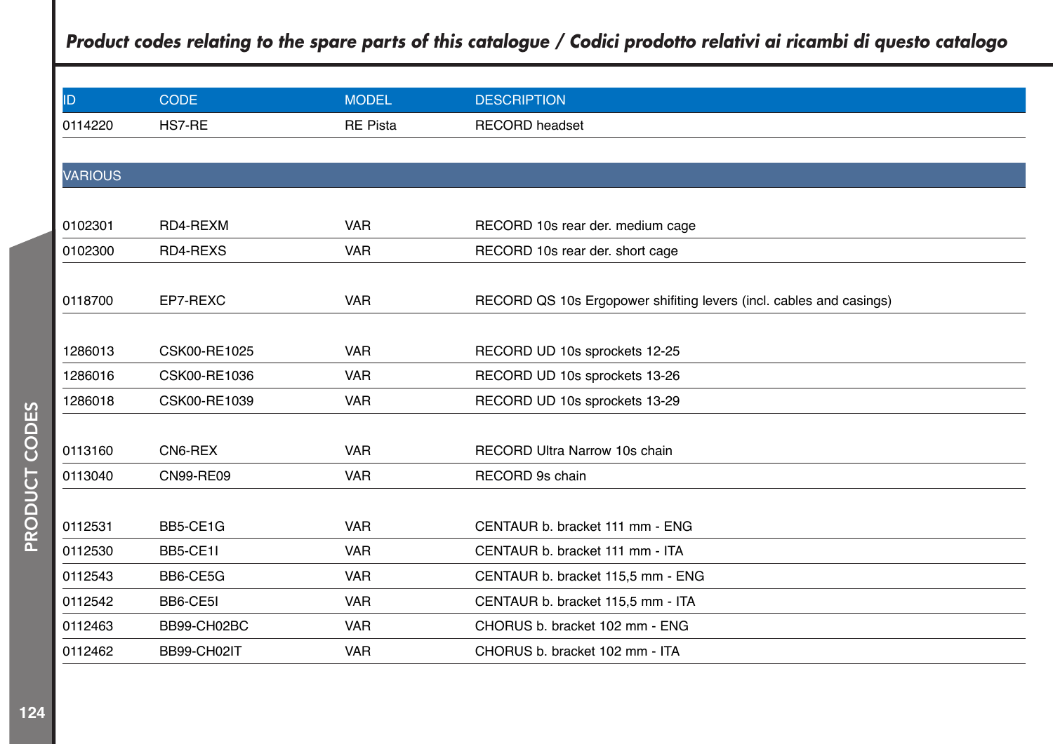## *Product codes relating to the spare parts of this catalogue / Codici prodotto relativi ai ricambi di questo catalogo*

| ID | CODE | MODEL | DESCRIPTION |
|---|---|---|---|
| 0114220 | HS7-RE | RE Pista | RECORD headset |

| VARIOUS | | | |
|---|---|---|---|
| 0102301 | RD4-REXM | VAR | RECORD 10s rear der. medium cage |
| 0102300 | RD4-REXS | VAR | RECORD 10s rear der. short cage |
| 0118700 | EP7-REXC | VAR | RECORD QS 10s Ergopower shifiting levers (incl. cables and casings) |
| 1286013 | CSK00-RE1025 | VAR | RECORD UD 10s sprockets 12-25 |
| 1286016 | CSK00-RE1036 | VAR | RECORD UD 10s sprockets 13-26 |
| 1286018 | CSK00-RE1039 | VAR | RECORD UD 10s sprockets 13-29 |
| 0113160 | CN6-REX | VAR | RECORD Ultra Narrow 10s chain |
| 0113040 | CN99-RE09 | VAR | RECORD 9s chain |
| 0112531 | BB5-CE1G | VAR | CENTAUR b. bracket 111 mm - ENG |
| 0112530 | BB5-CE1I | VAR | CENTAUR b. bracket 111 mm - ITA |
| 0112543 | BB6-CE5G | VAR | CENTAUR b. bracket 115,5 mm - ENG |
| 0112542 | BB6-CE5I | VAR | CENTAUR b. bracket 115,5 mm - ITA |
| 0112463 | BB99-CH02BC | VAR | CHORUS b. bracket 102 mm - ENG |
| 0112462 | BB99-CH02IT | VAR | CHORUS b. bracket 102 mm - ITA |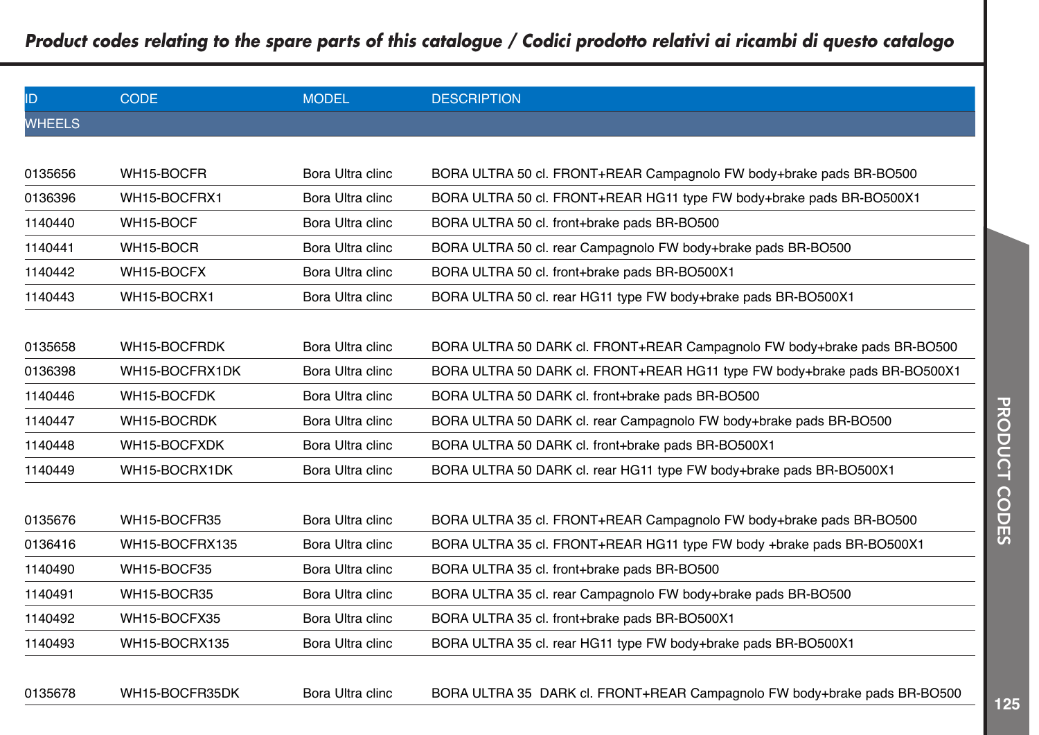## *Product codes relating to the spare parts of this catalogue / Codici prodotto relativi ai ricambi di questo catalogo*

| ID | CODE | MODEL | DESCRIPTION |
|---|---|---|---|
| WHEELS | | | |
| 0135656 | WH15-BOCFR | Bora Ultra clinc | BORA ULTRA 50 cl. FRONT+REAR Campagnolo FW body+brake pads BR-BO500 |
| 0136396 | WH15-BOCFRX1 | Bora Ultra clinc | BORA ULTRA 50 cl. FRONT+REAR HG11 type FW body+brake pads BR-BO500X1 |
| 1140440 | WH15-BOCF | Bora Ultra clinc | BORA ULTRA 50 cl. front+brake pads BR-BO500 |
| 1140441 | WH15-BOCR | Bora Ultra clinc | BORA ULTRA 50 cl. rear Campagnolo FW body+brake pads BR-BO500 |
| 1140442 | WH15-BOCFX | Bora Ultra clinc | BORA ULTRA 50 cl. front+brake pads BR-BO500X1 |
| 1140443 | WH15-BOCRX1 | Bora Ultra clinc | BORA ULTRA 50 cl. rear HG11 type FW body+brake pads BR-BO500X1 |
| 0135658 | WH15-BOCFRDK | Bora Ultra clinc | BORA ULTRA 50 DARK cl. FRONT+REAR Campagnolo FW body+brake pads BR-BO500 |
| 0136398 | WH15-BOCFRX1DK | Bora Ultra clinc | BORA ULTRA 50 DARK cl. FRONT+REAR HG11 type FW body+brake pads BR-BO500X1 |
| 1140446 | WH15-BOCFDK | Bora Ultra clinc | BORA ULTRA 50 DARK cl. front+brake pads BR-BO500 |
| 1140447 | WH15-BOCRDK | Bora Ultra clinc | BORA ULTRA 50 DARK cl. rear Campagnolo FW body+brake pads BR-BO500 |
| 1140448 | WH15-BOCFXDK | Bora Ultra clinc | BORA ULTRA 50 DARK cl. front+brake pads BR-BO500X1 |
| 1140449 | WH15-BOCRX1DK | Bora Ultra clinc | BORA ULTRA 50 DARK cl. rear HG11 type FW body+brake pads BR-BO500X1 |
| 0135676 | WH15-BOCFR35 | Bora Ultra clinc | BORA ULTRA 35 cl. FRONT+REAR Campagnolo FW body+brake pads BR-BO500 |
| 0136416 | WH15-BOCFRX135 | Bora Ultra clinc | BORA ULTRA 35 cl. FRONT+REAR HG11 type FW body +brake pads BR-BO500X1 |
| 1140490 | WH15-BOCF35 | Bora Ultra clinc | BORA ULTRA 35 cl. front+brake pads BR-BO500 |
| 1140491 | WH15-BOCR35 | Bora Ultra clinc | BORA ULTRA 35 cl. rear Campagnolo FW body+brake pads BR-BO500 |
| 1140492 | WH15-BOCFX35 | Bora Ultra clinc | BORA ULTRA 35 cl. front+brake pads BR-BO500X1 |
| 1140493 | WH15-BOCRX135 | Bora Ultra clinc | BORA ULTRA 35 cl. rear HG11 type FW body+brake pads BR-BO500X1 |
| 0135678 | WH15-BOCFR35DK | Bora Ultra clinc | BORA ULTRA 35 DARK cl. FRONT+REAR Campagnolo FW body+brake pads BR-BO500 |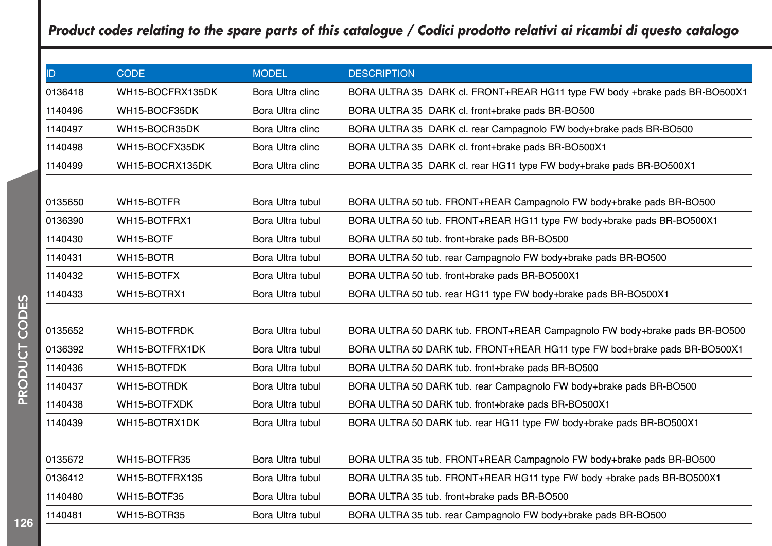## *Product codes relating to the spare parts of this catalogue / Codici prodotto relativi ai ricambi di questo catalogo*

| ID | CODE | MODEL | DESCRIPTION |
|---|---|---|---|
| 0136418 | WH15-BOCFRX135DK | Bora Ultra clinc | BORA ULTRA 35  DARK cl. FRONT+REAR HG11 type FW body +brake pads BR-BO500X1 |
| 1140496 | WH15-BOCF35DK | Bora Ultra clinc | BORA ULTRA 35  DARK cl. front+brake pads BR-BO500 |
| 1140497 | WH15-BOCR35DK | Bora Ultra clinc | BORA ULTRA 35  DARK cl. rear Campagnolo FW body+brake pads BR-BO500 |
| 1140498 | WH15-BOCFX35DK | Bora Ultra clinc | BORA ULTRA 35  DARK cl. front+brake pads BR-BO500X1 |
| 1140499 | WH15-BOCRX135DK | Bora Ultra clinc | BORA ULTRA 35  DARK cl. rear HG11 type FW body+brake pads BR-BO500X1 |
| | | | |
| 0135650 | WH15-BOTFR | Bora Ultra tubul | BORA ULTRA 50 tub. FRONT+REAR Campagnolo FW body+brake pads BR-BO500 |
| 0136390 | WH15-BOTFRX1 | Bora Ultra tubul | BORA ULTRA 50 tub. FRONT+REAR HG11 type FW body+brake pads BR-BO500X1 |
| 1140430 | WH15-BOTF | Bora Ultra tubul | BORA ULTRA 50 tub. front+brake pads BR-BO500 |
| 1140431 | WH15-BOTR | Bora Ultra tubul | BORA ULTRA 50 tub. rear Campagnolo FW body+brake pads BR-BO500 |
| 1140432 | WH15-BOTFX | Bora Ultra tubul | BORA ULTRA 50 tub. front+brake pads BR-BO500X1 |
| 1140433 | WH15-BOTRX1 | Bora Ultra tubul | BORA ULTRA 50 tub. rear HG11 type FW body+brake pads BR-BO500X1 |
| | | | |
| 0135652 | WH15-BOTFRDK | Bora Ultra tubul | BORA ULTRA 50 DARK tub. FRONT+REAR Campagnolo FW body+brake pads BR-BO500 |
| 0136392 | WH15-BOTFRX1DK | Bora Ultra tubul | BORA ULTRA 50 DARK tub. FRONT+REAR HG11 type FW bod+brake pads BR-BO500X1 |
| 1140436 | WH15-BOTFDK | Bora Ultra tubul | BORA ULTRA 50 DARK tub. front+brake pads BR-BO500 |
| 1140437 | WH15-BOTRDK | Bora Ultra tubul | BORA ULTRA 50 DARK tub. rear Campagnolo FW body+brake pads BR-BO500 |
| 1140438 | WH15-BOTFXDK | Bora Ultra tubul | BORA ULTRA 50 DARK tub. front+brake pads BR-BO500X1 |
| 1140439 | WH15-BOTRX1DK | Bora Ultra tubul | BORA ULTRA 50 DARK tub. rear HG11 type FW body+brake pads BR-BO500X1 |
| | | | |
| 0135672 | WH15-BOTFR35 | Bora Ultra tubul | BORA ULTRA 35 tub. FRONT+REAR Campagnolo FW body+brake pads BR-BO500 |
| 0136412 | WH15-BOTFRX135 | Bora Ultra tubul | BORA ULTRA 35 tub. FRONT+REAR HG11 type FW body +brake pads BR-BO500X1 |
| 1140480 | WH15-BOTF35 | Bora Ultra tubul | BORA ULTRA 35 tub. front+brake pads BR-BO500 |
| 1140481 | WH15-BOTR35 | Bora Ultra tubul | BORA ULTRA 35 tub. rear Campagnolo FW body+brake pads BR-BO500 |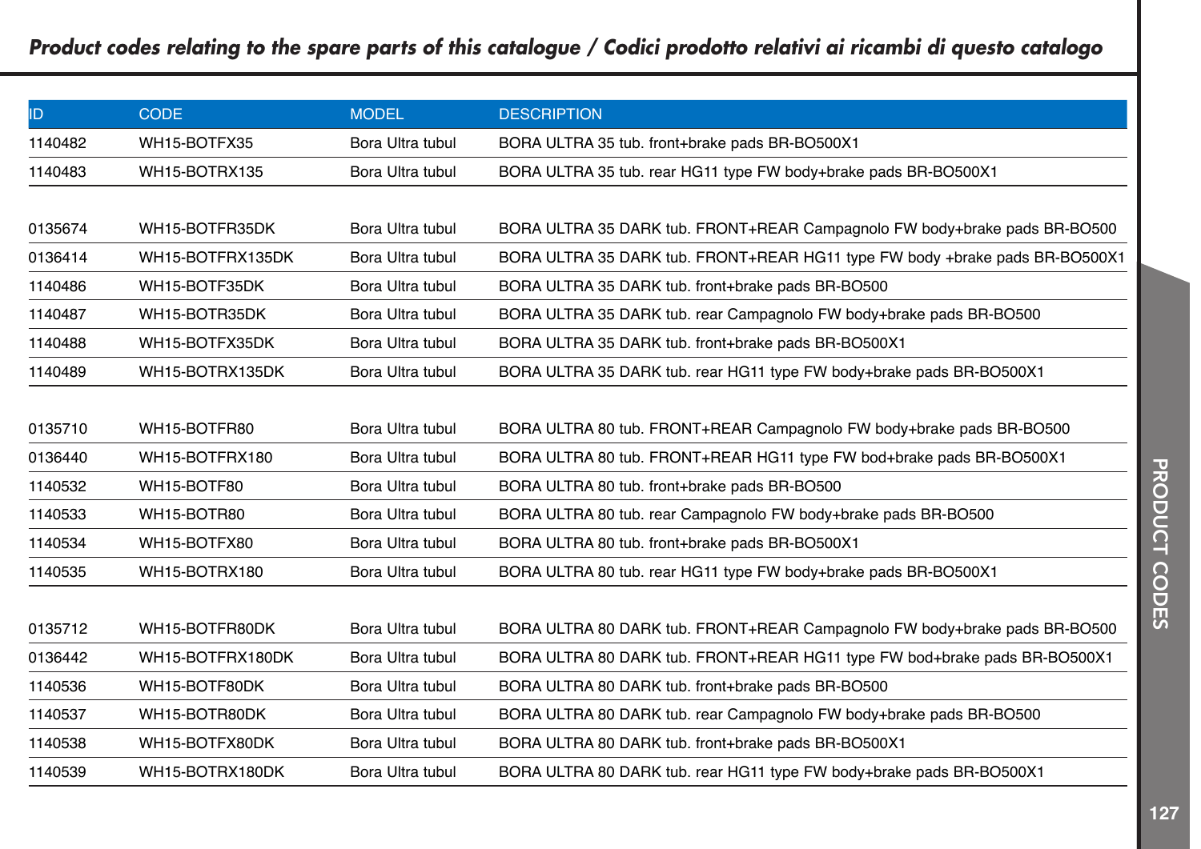## *Product codes relating to the spare parts of this catalogue / Codici prodotto relativi ai ricambi di questo catalogo*

| ID | CODE | MODEL | DESCRIPTION |
|---|---|---|---|
| 1140482 | WH15-BOTFX35 | Bora Ultra tubul | BORA ULTRA 35 tub. front+brake pads BR-BO500X1 |
| 1140483 | WH15-BOTRX135 | Bora Ultra tubul | BORA ULTRA 35 tub. rear HG11 type FW body+brake pads BR-BO500X1 |
| | | | |
| 0135674 | WH15-BOTFR35DK | Bora Ultra tubul | BORA ULTRA 35 DARK tub. FRONT+REAR Campagnolo FW body+brake pads BR-BO500 |
| 0136414 | WH15-BOTFRX135DK | Bora Ultra tubul | BORA ULTRA 35 DARK tub. FRONT+REAR HG11 type FW body +brake pads BR-BO500X1 |
| 1140486 | WH15-BOTF35DK | Bora Ultra tubul | BORA ULTRA 35 DARK tub. front+brake pads BR-BO500 |
| 1140487 | WH15-BOTR35DK | Bora Ultra tubul | BORA ULTRA 35 DARK tub. rear Campagnolo FW body+brake pads BR-BO500 |
| 1140488 | WH15-BOTFX35DK | Bora Ultra tubul | BORA ULTRA 35 DARK tub. front+brake pads BR-BO500X1 |
| 1140489 | WH15-BOTRX135DK | Bora Ultra tubul | BORA ULTRA 35 DARK tub. rear HG11 type FW body+brake pads BR-BO500X1 |
| | | | |
| 0135710 | WH15-BOTFR80 | Bora Ultra tubul | BORA ULTRA 80 tub. FRONT+REAR Campagnolo FW body+brake pads BR-BO500 |
| 0136440 | WH15-BOTFRX180 | Bora Ultra tubul | BORA ULTRA 80 tub. FRONT+REAR HG11 type FW bod+brake pads BR-BO500X1 |
| 1140532 | WH15-BOTF80 | Bora Ultra tubul | BORA ULTRA 80 tub. front+brake pads BR-BO500 |
| 1140533 | WH15-BOTR80 | Bora Ultra tubul | BORA ULTRA 80 tub. rear Campagnolo FW body+brake pads BR-BO500 |
| 1140534 | WH15-BOTFX80 | Bora Ultra tubul | BORA ULTRA 80 tub. front+brake pads BR-BO500X1 |
| 1140535 | WH15-BOTRX180 | Bora Ultra tubul | BORA ULTRA 80 tub. rear HG11 type FW body+brake pads BR-BO500X1 |
| | | | |
| 0135712 | WH15-BOTFR80DK | Bora Ultra tubul | BORA ULTRA 80 DARK tub. FRONT+REAR Campagnolo FW body+brake pads BR-BO500 |
| 0136442 | WH15-BOTFRX180DK | Bora Ultra tubul | BORA ULTRA 80 DARK tub. FRONT+REAR HG11 type FW bod+brake pads BR-BO500X1 |
| 1140536 | WH15-BOTF80DK | Bora Ultra tubul | BORA ULTRA 80 DARK tub. front+brake pads BR-BO500 |
| 1140537 | WH15-BOTR80DK | Bora Ultra tubul | BORA ULTRA 80 DARK tub. rear Campagnolo FW body+brake pads BR-BO500 |
| 1140538 | WH15-BOTFX80DK | Bora Ultra tubul | BORA ULTRA 80 DARK tub. front+brake pads BR-BO500X1 |
| 1140539 | WH15-BOTRX180DK | Bora Ultra tubul | BORA ULTRA 80 DARK tub. rear HG11 type FW body+brake pads BR-BO500X1 |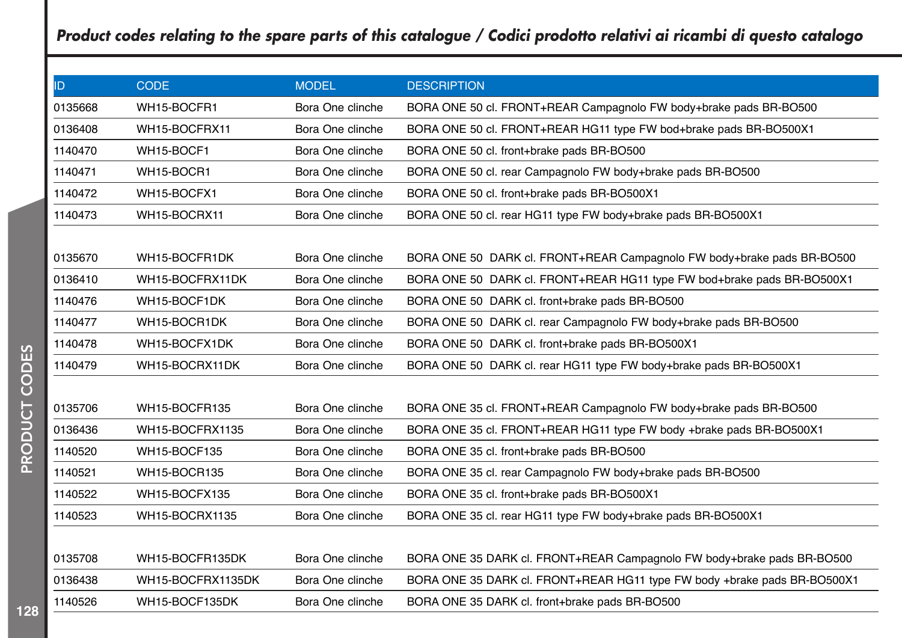## *Product codes relating to the spare parts of this catalogue / Codici prodotto relativi ai ricambi di questo catalogo*

| ID | CODE | MODEL | DESCRIPTION |
|---|---|---|---|
| 0135668 | WH15-BOCFR1 | Bora One clinche | BORA ONE 50 cl. FRONT+REAR Campagnolo FW body+brake pads BR-BO500 |
| 0136408 | WH15-BOCFRX11 | Bora One clinche | BORA ONE 50 cl. FRONT+REAR HG11 type FW bod+brake pads BR-BO500X1 |
| 1140470 | WH15-BOCF1 | Bora One clinche | BORA ONE 50 cl. front+brake pads BR-BO500 |
| 1140471 | WH15-BOCR1 | Bora One clinche | BORA ONE 50 cl. rear Campagnolo FW body+brake pads BR-BO500 |
| 1140472 | WH15-BOCFX1 | Bora One clinche | BORA ONE 50 cl. front+brake pads BR-BO500X1 |
| 1140473 | WH15-BOCRX11 | Bora One clinche | BORA ONE 50 cl. rear HG11 type FW body+brake pads BR-BO500X1 |
| | | | |
| 0135670 | WH15-BOCFR1DK | Bora One clinche | BORA ONE 50 DARK cl. FRONT+REAR Campagnolo FW body+brake pads BR-BO500 |
| 0136410 | WH15-BOCFRX11DK | Bora One clinche | BORA ONE 50 DARK cl. FRONT+REAR HG11 type FW bod+brake pads BR-BO500X1 |
| 1140476 | WH15-BOCF1DK | Bora One clinche | BORA ONE 50 DARK cl. front+brake pads BR-BO500 |
| 1140477 | WH15-BOCR1DK | Bora One clinche | BORA ONE 50 DARK cl. rear Campagnolo FW body+brake pads BR-BO500 |
| 1140478 | WH15-BOCFX1DK | Bora One clinche | BORA ONE 50 DARK cl. front+brake pads BR-BO500X1 |
| 1140479 | WH15-BOCRX11DK | Bora One clinche | BORA ONE 50 DARK cl. rear HG11 type FW body+brake pads BR-BO500X1 |
| | | | |
| 0135706 | WH15-BOCFR135 | Bora One clinche | BORA ONE 35 cl. FRONT+REAR Campagnolo FW body+brake pads BR-BO500 |
| 0136436 | WH15-BOCFRX1135 | Bora One clinche | BORA ONE 35 cl. FRONT+REAR HG11 type FW body +brake pads BR-BO500X1 |
| 1140520 | WH15-BOCF135 | Bora One clinche | BORA ONE 35 cl. front+brake pads BR-BO500 |
| 1140521 | WH15-BOCR135 | Bora One clinche | BORA ONE 35 cl. rear Campagnolo FW body+brake pads BR-BO500 |
| 1140522 | WH15-BOCFX135 | Bora One clinche | BORA ONE 35 cl. front+brake pads BR-BO500X1 |
| 1140523 | WH15-BOCRX1135 | Bora One clinche | BORA ONE 35 cl. rear HG11 type FW body+brake pads BR-BO500X1 |
| | | | |
| 0135708 | WH15-BOCFR135DK | Bora One clinche | BORA ONE 35 DARK cl. FRONT+REAR Campagnolo FW body+brake pads BR-BO500 |
| 0136438 | WH15-BOCFRX1135DK | Bora One clinche | BORA ONE 35 DARK cl. FRONT+REAR HG11 type FW body +brake pads BR-BO500X1 |
| 1140526 | WH15-BOCF135DK | Bora One clinche | BORA ONE 35 DARK cl. front+brake pads BR-BO500 |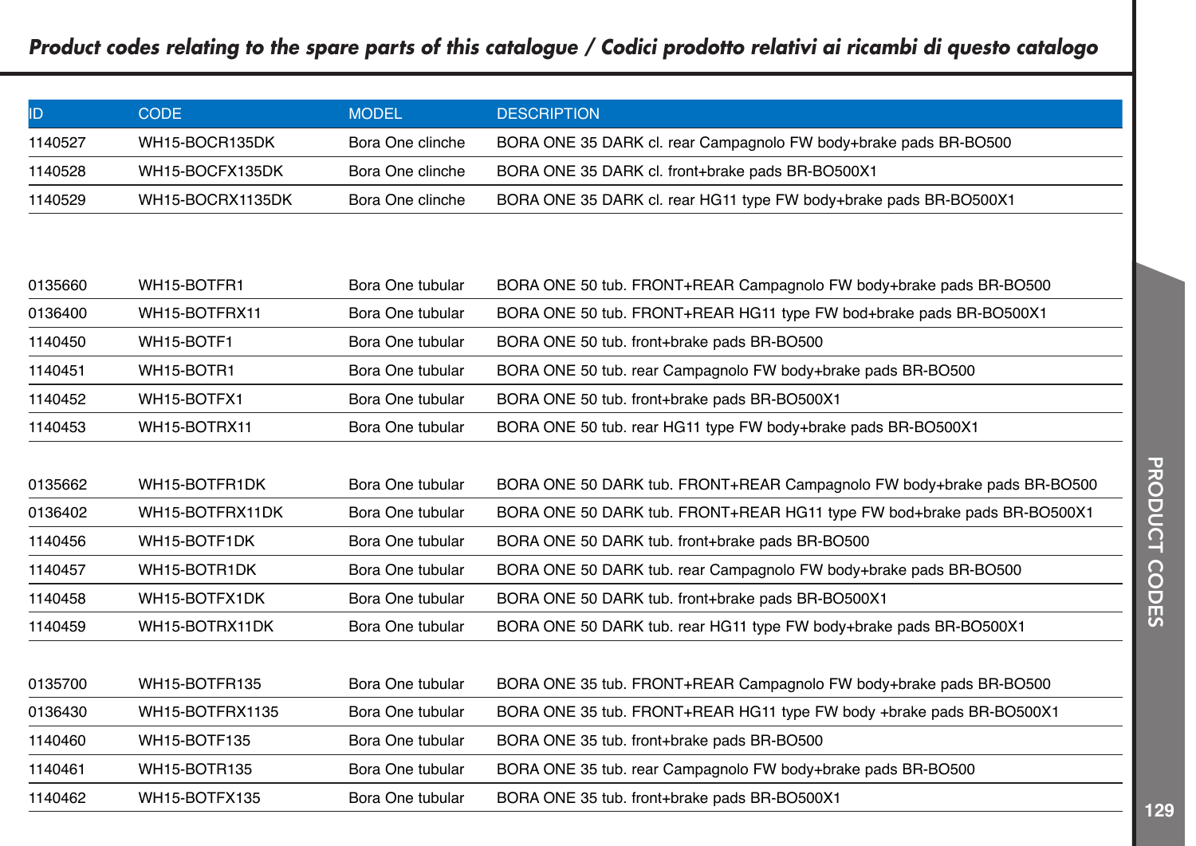## *Product codes relating to the spare parts of this catalogue / Codici prodotto relativi ai ricambi di questo catalogo*

| ID | CODE | MODEL | DESCRIPTION |
|---|---|---|---|
| 1140527 | WH15-BOCR135DK | Bora One clinche | BORA ONE 35 DARK cl. rear Campagnolo FW body+brake pads BR-BO500 |
| 1140528 | WH15-BOCFX135DK | Bora One clinche | BORA ONE 35 DARK cl. front+brake pads BR-BO500X1 |
| 1140529 | WH15-BOCRX1135DK | Bora One clinche | BORA ONE 35 DARK cl. rear HG11 type FW body+brake pads BR-BO500X1 |
| | | | |
| 0135660 | WH15-BOTFR1 | Bora One tubular | BORA ONE 50 tub. FRONT+REAR Campagnolo FW body+brake pads BR-BO500 |
| 0136400 | WH15-BOTFRX11 | Bora One tubular | BORA ONE 50 tub. FRONT+REAR HG11 type FW bod+brake pads BR-BO500X1 |
| 1140450 | WH15-BOTF1 | Bora One tubular | BORA ONE 50 tub. front+brake pads BR-BO500 |
| 1140451 | WH15-BOTR1 | Bora One tubular | BORA ONE 50 tub. rear Campagnolo FW body+brake pads BR-BO500 |
| 1140452 | WH15-BOTFX1 | Bora One tubular | BORA ONE 50 tub. front+brake pads BR-BO500X1 |
| 1140453 | WH15-BOTRX11 | Bora One tubular | BORA ONE 50 tub. rear HG11 type FW body+brake pads BR-BO500X1 |
| | | | |
| 0135662 | WH15-BOTFR1DK | Bora One tubular | BORA ONE 50 DARK tub. FRONT+REAR Campagnolo FW body+brake pads BR-BO500 |
| 0136402 | WH15-BOTFRX11DK | Bora One tubular | BORA ONE 50 DARK tub. FRONT+REAR HG11 type FW bod+brake pads BR-BO500X1 |
| 1140456 | WH15-BOTF1DK | Bora One tubular | BORA ONE 50 DARK tub. front+brake pads BR-BO500 |
| 1140457 | WH15-BOTR1DK | Bora One tubular | BORA ONE 50 DARK tub. rear Campagnolo FW body+brake pads BR-BO500 |
| 1140458 | WH15-BOTFX1DK | Bora One tubular | BORA ONE 50 DARK tub. front+brake pads BR-BO500X1 |
| 1140459 | WH15-BOTRX11DK | Bora One tubular | BORA ONE 50 DARK tub. rear HG11 type FW body+brake pads BR-BO500X1 |
| | | | |
| 0135700 | WH15-BOTFR135 | Bora One tubular | BORA ONE 35 tub. FRONT+REAR Campagnolo FW body+brake pads BR-BO500 |
| 0136430 | WH15-BOTFRX1135 | Bora One tubular | BORA ONE 35 tub. FRONT+REAR HG11 type FW body +brake pads BR-BO500X1 |
| 1140460 | WH15-BOTF135 | Bora One tubular | BORA ONE 35 tub. front+brake pads BR-BO500 |
| 1140461 | WH15-BOTR135 | Bora One tubular | BORA ONE 35 tub. rear Campagnolo FW body+brake pads BR-BO500 |
| 1140462 | WH15-BOTFX135 | Bora One tubular | BORA ONE 35 tub. front+brake pads BR-BO500X1 |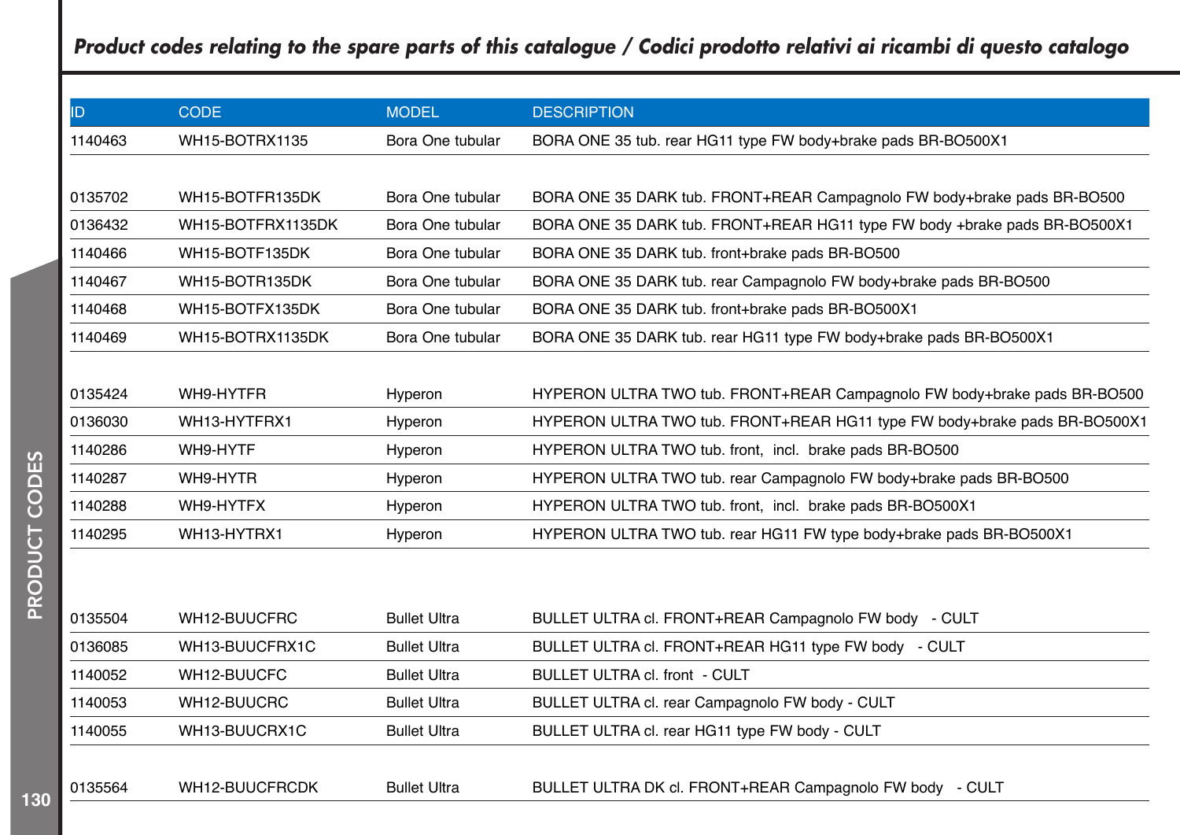## *Product codes relating to the spare parts of this catalogue / Codici prodotto relativi ai ricambi di questo catalogo*

| ID | CODE | MODEL | DESCRIPTION |
|---|---|---|---|
| 1140463 | WH15-BOTRX1135 | Bora One tubular | BORA ONE 35 tub. rear HG11 type FW body+brake pads BR-BO500X1 |
| | | | |
| 0135702 | WH15-BOTFR135DK | Bora One tubular | BORA ONE 35 DARK tub. FRONT+REAR Campagnolo FW body+brake pads BR-BO500 |
| 0136432 | WH15-BOTFRX1135DK | Bora One tubular | BORA ONE 35 DARK tub. FRONT+REAR HG11 type FW body +brake pads BR-BO500X1 |
| 1140466 | WH15-BOTF135DK | Bora One tubular | BORA ONE 35 DARK tub. front+brake pads BR-BO500 |
| 1140467 | WH15-BOTR135DK | Bora One tubular | BORA ONE 35 DARK tub. rear Campagnolo FW body+brake pads BR-BO500 |
| 1140468 | WH15-BOTFX135DK | Bora One tubular | BORA ONE 35 DARK tub. front+brake pads BR-BO500X1 |
| 1140469 | WH15-BOTRX1135DK | Bora One tubular | BORA ONE 35 DARK tub. rear HG11 type FW body+brake pads BR-BO500X1 |
| | | | |
| 0135424 | WH9-HYTFR | Hyperon | HYPERON ULTRA TWO tub. FRONT+REAR Campagnolo FW body+brake pads BR-BO500 |
| 0136030 | WH13-HYTFRX1 | Hyperon | HYPERON ULTRA TWO tub. FRONT+REAR HG11 type FW body+brake pads BR-BO500X1 |
| 1140286 | WH9-HYTF | Hyperon | HYPERON ULTRA TWO tub. front, incl. brake pads BR-BO500 |
| 1140287 | WH9-HYTR | Hyperon | HYPERON ULTRA TWO tub. rear Campagnolo FW body+brake pads BR-BO500 |
| 1140288 | WH9-HYTFX | Hyperon | HYPERON ULTRA TWO tub. front, incl. brake pads BR-BO500X1 |
| 1140295 | WH13-HYTRX1 | Hyperon | HYPERON ULTRA TWO tub. rear HG11 FW type body+brake pads BR-BO500X1 |
| | | | |
| 0135504 | WH12-BUUCFRC | Bullet Ultra | BULLET ULTRA cl. FRONT+REAR Campagnolo FW body - CULT |
| 0136085 | WH13-BUUCFRX1C | Bullet Ultra | BULLET ULTRA cl. FRONT+REAR HG11 type FW body - CULT |
| 1140052 | WH12-BUUCFC | Bullet Ultra | BULLET ULTRA cl. front - CULT |
| 1140053 | WH12-BUUCRC | Bullet Ultra | BULLET ULTRA cl. rear Campagnolo FW body - CULT |
| 1140055 | WH13-BUUCRX1C | Bullet Ultra | BULLET ULTRA cl. rear HG11 type FW body - CULT |
| | | | |
| 0135564 | WH12-BUUCFRCDK | Bullet Ultra | BULLET ULTRA DK cl. FRONT+REAR Campagnolo FW body - CULT |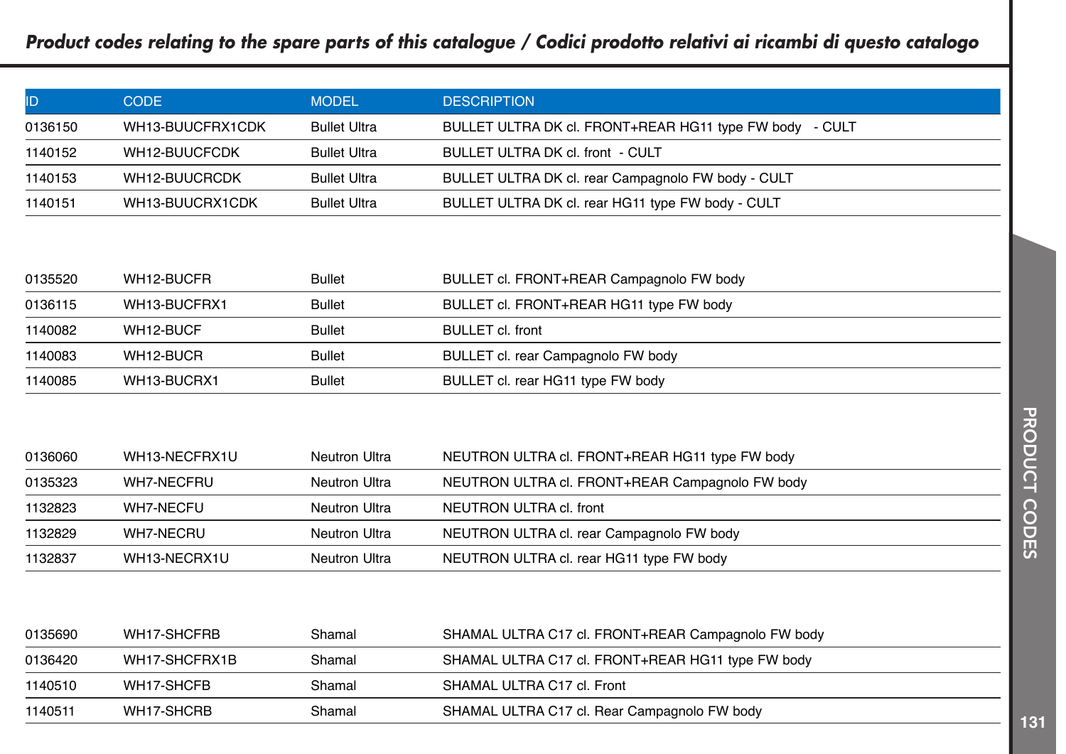## *Product codes relating to the spare parts of this catalogue / Codici prodotto relativi ai ricambi di questo catalogo*

| ID | CODE | MODEL | DESCRIPTION |
|---|---|---|---|
| 0136150 | WH13-BUUCFRX1CDK | Bullet Ultra | BULLET ULTRA DK cl. FRONT+REAR HG11 type FW body - CULT |
| 1140152 | WH12-BUUCFCDK | Bullet Ultra | BULLET ULTRA DK cl. front - CULT |
| 1140153 | WH12-BUUCRCDK | Bullet Ultra | BULLET ULTRA DK cl. rear Campagnolo FW body - CULT |
| 1140151 | WH13-BUUCRX1CDK | Bullet Ultra | BULLET ULTRA DK cl. rear HG11 type FW body - CULT |
| | | | |
| 0135520 | WH12-BUCFR | Bullet | BULLET cl. FRONT+REAR Campagnolo FW body |
| 0136115 | WH13-BUCFRX1 | Bullet | BULLET cl. FRONT+REAR HG11 type FW body |
| 1140082 | WH12-BUCF | Bullet | BULLET cl. front |
| 1140083 | WH12-BUCR | Bullet | BULLET cl. rear Campagnolo FW body |
| 1140085 | WH13-BUCRX1 | Bullet | BULLET cl. rear HG11 type FW body |
| | | | |
| 0136060 | WH13-NECFRX1U | Neutron Ultra | NEUTRON ULTRA cl. FRONT+REAR HG11 type FW body |
| 0135323 | WH7-NECFRU | Neutron Ultra | NEUTRON ULTRA cl. FRONT+REAR Campagnolo FW body |
| 1132823 | WH7-NECFU | Neutron Ultra | NEUTRON ULTRA cl. front |
| 1132829 | WH7-NECRU | Neutron Ultra | NEUTRON ULTRA cl. rear Campagnolo FW body |
| 1132837 | WH13-NECRX1U | Neutron Ultra | NEUTRON ULTRA cl. rear HG11 type FW body |
| | | | |
| 0135690 | WH17-SHCFRB | Shamal | SHAMAL ULTRA C17 cl. FRONT+REAR Campagnolo FW body |
| 0136420 | WH17-SHCFRX1B | Shamal | SHAMAL ULTRA C17 cl. FRONT+REAR HG11 type FW body |
| 1140510 | WH17-SHCFB | Shamal | SHAMAL ULTRA C17 cl. Front |
| 1140511 | WH17-SHCRB | Shamal | SHAMAL ULTRA C17 cl. Rear Campagnolo FW body |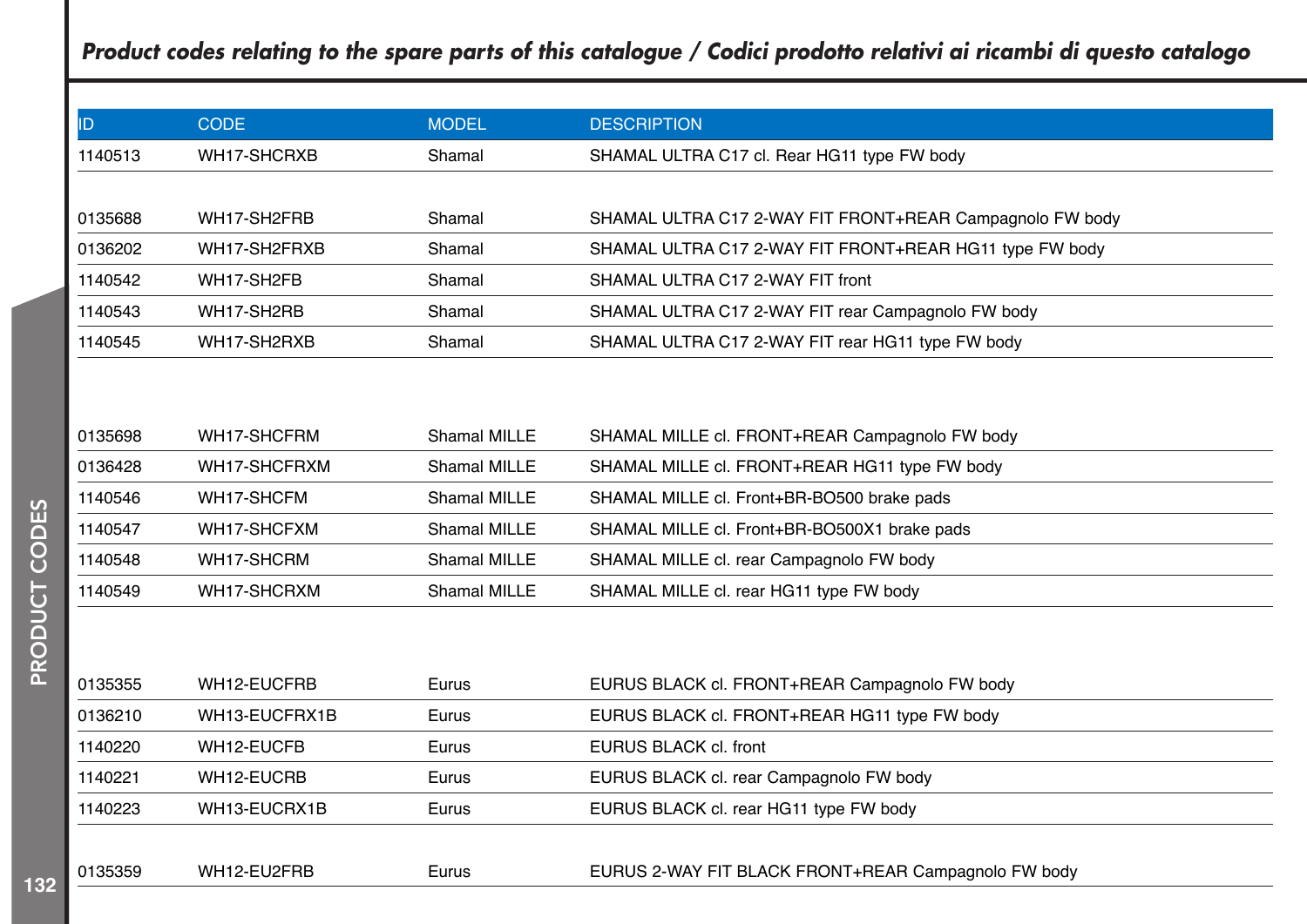## *Product codes relating to the spare parts of this catalogue / Codici prodotto relativi ai ricambi di questo catalogo*

| ID | CODE | MODEL | DESCRIPTION |
|---|---|---|---|
| 1140513 | WH17-SHCRXB | Shamal | SHAMAL ULTRA C17 cl. Rear HG11 type FW body |
| | | | |
| 0135688 | WH17-SH2FRB | Shamal | SHAMAL ULTRA C17 2-WAY FIT FRONT+REAR Campagnolo FW body |
| 0136202 | WH17-SH2FRXB | Shamal | SHAMAL ULTRA C17 2-WAY FIT FRONT+REAR HG11 type FW body |
| 1140542 | WH17-SH2FB | Shamal | SHAMAL ULTRA C17 2-WAY FIT front |
| 1140543 | WH17-SH2RB | Shamal | SHAMAL ULTRA C17 2-WAY FIT rear Campagnolo FW body |
| 1140545 | WH17-SH2RXB | Shamal | SHAMAL ULTRA C17 2-WAY FIT rear HG11 type FW body |
| | | | |
| 0135698 | WH17-SHCFRM | Shamal MILLE | SHAMAL MILLE cl. FRONT+REAR Campagnolo FW body |
| 0136428 | WH17-SHCFRXM | Shamal MILLE | SHAMAL MILLE cl. FRONT+REAR HG11 type FW body |
| 1140546 | WH17-SHCFM | Shamal MILLE | SHAMAL MILLE cl. Front+BR-BO500 brake pads |
| 1140547 | WH17-SHCFXM | Shamal MILLE | SHAMAL MILLE cl. Front+BR-BO500X1 brake pads |
| 1140548 | WH17-SHCRM | Shamal MILLE | SHAMAL MILLE cl. rear Campagnolo FW body |
| 1140549 | WH17-SHCRXM | Shamal MILLE | SHAMAL MILLE cl. rear HG11 type FW body |
| | | | |
| 0135355 | WH12-EUCFRB | Eurus | EURUS BLACK cl. FRONT+REAR Campagnolo FW body |
| 0136210 | WH13-EUCFRX1B | Eurus | EURUS BLACK cl. FRONT+REAR HG11 type FW body |
| 1140220 | WH12-EUCFB | Eurus | EURUS BLACK cl. front |
| 1140221 | WH12-EUCRB | Eurus | EURUS BLACK cl. rear Campagnolo FW body |
| 1140223 | WH13-EUCRX1B | Eurus | EURUS BLACK cl. rear HG11 type FW body |
| | | | |
| 0135359 | WH12-EU2FRB | Eurus | EURUS 2-WAY FIT BLACK FRONT+REAR Campagnolo FW body |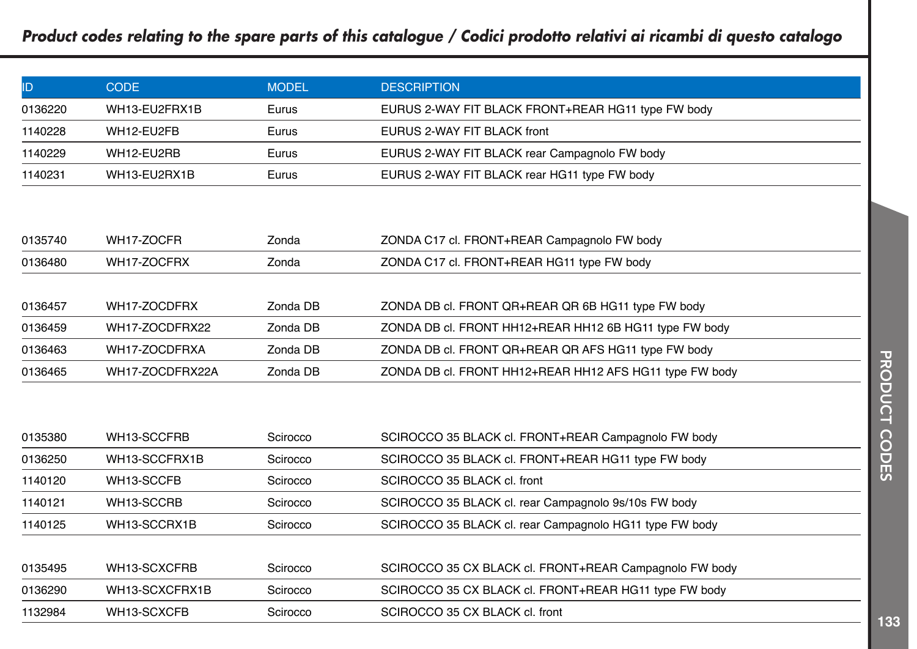## *Product codes relating to the spare parts of this catalogue / Codici prodotto relativi ai ricambi di questo catalogo*

| ID | CODE | MODEL | DESCRIPTION |
|---|---|---|---|
| 0136220 | WH13-EU2FRX1B | Eurus | EURUS 2-WAY FIT BLACK FRONT+REAR HG11 type FW body |
| 1140228 | WH12-EU2FB | Eurus | EURUS 2-WAY FIT BLACK front |
| 1140229 | WH12-EU2RB | Eurus | EURUS 2-WAY FIT BLACK rear Campagnolo FW body |
| 1140231 | WH13-EU2RX1B | Eurus | EURUS 2-WAY FIT BLACK rear HG11 type FW body |
| | | | |
| 0135740 | WH17-ZOCFR | Zonda | ZONDA C17 cl. FRONT+REAR Campagnolo FW body |
| 0136480 | WH17-ZOCFRX | Zonda | ZONDA C17 cl. FRONT+REAR HG11 type FW body |
| | | | |
| 0136457 | WH17-ZOCDFRX | Zonda DB | ZONDA DB cl. FRONT QR+REAR QR 6B HG11 type FW body |
| 0136459 | WH17-ZOCDFRX22 | Zonda DB | ZONDA DB cl. FRONT HH12+REAR HH12 6B HG11 type FW body |
| 0136463 | WH17-ZOCDFRXA | Zonda DB | ZONDA DB cl. FRONT QR+REAR QR AFS HG11 type FW body |
| 0136465 | WH17-ZOCDFRX22A | Zonda DB | ZONDA DB cl. FRONT HH12+REAR HH12 AFS HG11 type FW body |
| | | | |
| 0135380 | WH13-SCCFRB | Scirocco | SCIROCCO 35 BLACK cl. FRONT+REAR Campagnolo FW body |
| 0136250 | WH13-SCCFRX1B | Scirocco | SCIROCCO 35 BLACK cl. FRONT+REAR HG11 type FW body |
| 1140120 | WH13-SCCFB | Scirocco | SCIROCCO 35 BLACK cl. front |
| 1140121 | WH13-SCCRB | Scirocco | SCIROCCO 35 BLACK cl. rear Campagnolo 9s/10s FW body |
| 1140125 | WH13-SCCRX1B | Scirocco | SCIROCCO 35 BLACK cl. rear Campagnolo HG11 type FW body |
| | | | |
| 0135495 | WH13-SCXCFRB | Scirocco | SCIROCCO 35 CX BLACK cl. FRONT+REAR Campagnolo FW body |
| 0136290 | WH13-SCXCFRX1B | Scirocco | SCIROCCO 35 CX BLACK cl. FRONT+REAR HG11 type FW body |
| 1132984 | WH13-SCXCFB | Scirocco | SCIROCCO 35 CX BLACK cl. front |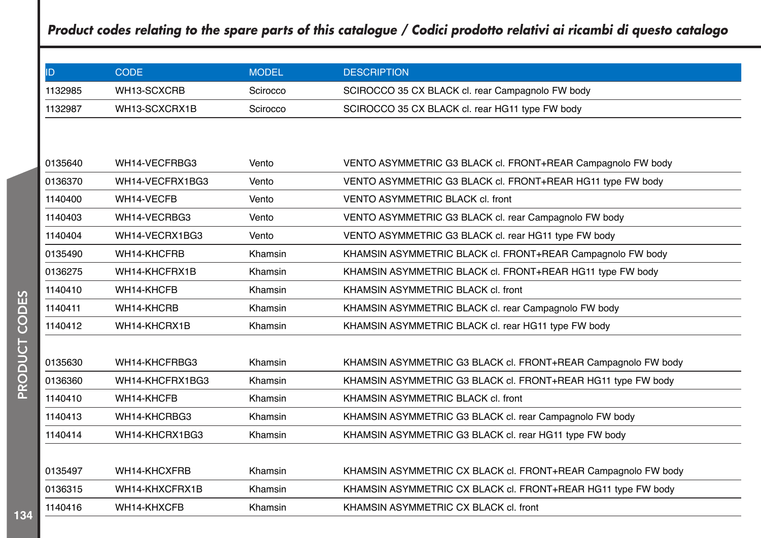## *Product codes relating to the spare parts of this catalogue / Codici prodotto relativi ai ricambi di questo catalogo*

| ID | CODE | MODEL | DESCRIPTION |
|---|---|---|---|
| 1132985 | WH13-SCXCRB | Scirocco | SCIROCCO 35 CX BLACK cl. rear Campagnolo FW body |
| 1132987 | WH13-SCXCRX1B | Scirocco | SCIROCCO 35 CX BLACK cl. rear HG11 type FW body |
| | | | |
| 0135640 | WH14-VECFRBG3 | Vento | VENTO ASYMMETRIC G3 BLACK cl. FRONT+REAR Campagnolo FW body |
| 0136370 | WH14-VECFRX1BG3 | Vento | VENTO ASYMMETRIC G3 BLACK cl. FRONT+REAR HG11 type FW body |
| 1140400 | WH14-VECFB | Vento | VENTO ASYMMETRIC BLACK cl. front |
| 1140403 | WH14-VECRBG3 | Vento | VENTO ASYMMETRIC G3 BLACK cl. rear Campagnolo FW body |
| 1140404 | WH14-VECRX1BG3 | Vento | VENTO ASYMMETRIC G3 BLACK cl. rear HG11 type FW body |
| 0135490 | WH14-KHCFRB | Khamsin | KHAMSIN ASYMMETRIC BLACK cl. FRONT+REAR Campagnolo FW body |
| 0136275 | WH14-KHCFRX1B | Khamsin | KHAMSIN ASYMMETRIC BLACK cl. FRONT+REAR HG11 type FW body |
| 1140410 | WH14-KHCFB | Khamsin | KHAMSIN ASYMMETRIC BLACK cl. front |
| 1140411 | WH14-KHCRB | Khamsin | KHAMSIN ASYMMETRIC BLACK cl. rear Campagnolo FW body |
| 1140412 | WH14-KHCRX1B | Khamsin | KHAMSIN ASYMMETRIC BLACK cl. rear HG11 type FW body |
| | | | |
| 0135630 | WH14-KHCFRBG3 | Khamsin | KHAMSIN ASYMMETRIC G3 BLACK cl. FRONT+REAR Campagnolo FW body |
| 0136360 | WH14-KHCFRX1BG3 | Khamsin | KHAMSIN ASYMMETRIC G3 BLACK cl. FRONT+REAR HG11 type FW body |
| 1140410 | WH14-KHCFB | Khamsin | KHAMSIN ASYMMETRIC BLACK cl. front |
| 1140413 | WH14-KHCRBG3 | Khamsin | KHAMSIN ASYMMETRIC G3 BLACK cl. rear Campagnolo FW body |
| 1140414 | WH14-KHCRX1BG3 | Khamsin | KHAMSIN ASYMMETRIC G3 BLACK cl. rear HG11 type FW body |
| | | | |
| 0135497 | WH14-KHCXFRB | Khamsin | KHAMSIN ASYMMETRIC CX BLACK cl. FRONT+REAR Campagnolo FW body |
| 0136315 | WH14-KHXCFRX1B | Khamsin | KHAMSIN ASYMMETRIC CX BLACK cl. FRONT+REAR HG11 type FW body |
| 1140416 | WH14-KHXCFB | Khamsin | KHAMSIN ASYMMETRIC CX BLACK cl. front |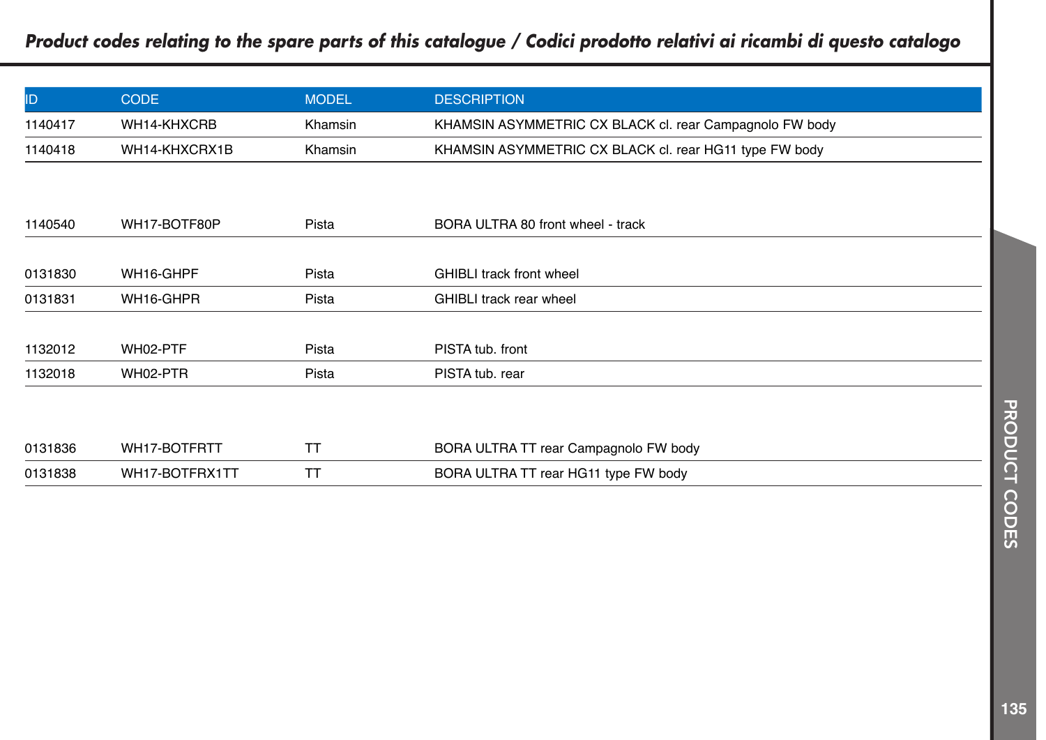## *Product codes relating to the spare parts of this catalogue / Codici prodotto relativi ai ricambi di questo catalogo*

| ID | CODE | MODEL | DESCRIPTION |
|---|---|---|---|
| 1140417 | WH14-KHXCRB | Khamsin | KHAMSIN ASYMMETRIC CX BLACK cl. rear Campagnolo FW body |
| 1140418 | WH14-KHXCRX1B | Khamsin | KHAMSIN ASYMMETRIC CX BLACK cl. rear HG11 type FW body |
| | | | |
| 1140540 | WH17-BOTF80P | Pista | BORA ULTRA 80 front wheel - track |
| | | | |
| 0131830 | WH16-GHPF | Pista | GHIBLI track front wheel |
| 0131831 | WH16-GHPR | Pista | GHIBLI track rear wheel |
| | | | |
| 1132012 | WH02-PTF | Pista | PISTA tub. front |
| 1132018 | WH02-PTR | Pista | PISTA tub. rear |
| | | | |
| 0131836 | WH17-BOTFRTT | TT | BORA ULTRA TT rear Campagnolo FW body |
| 0131838 | WH17-BOTFRX1TT | TT | BORA ULTRA TT rear HG11 type FW body |

PRODUCT CODES